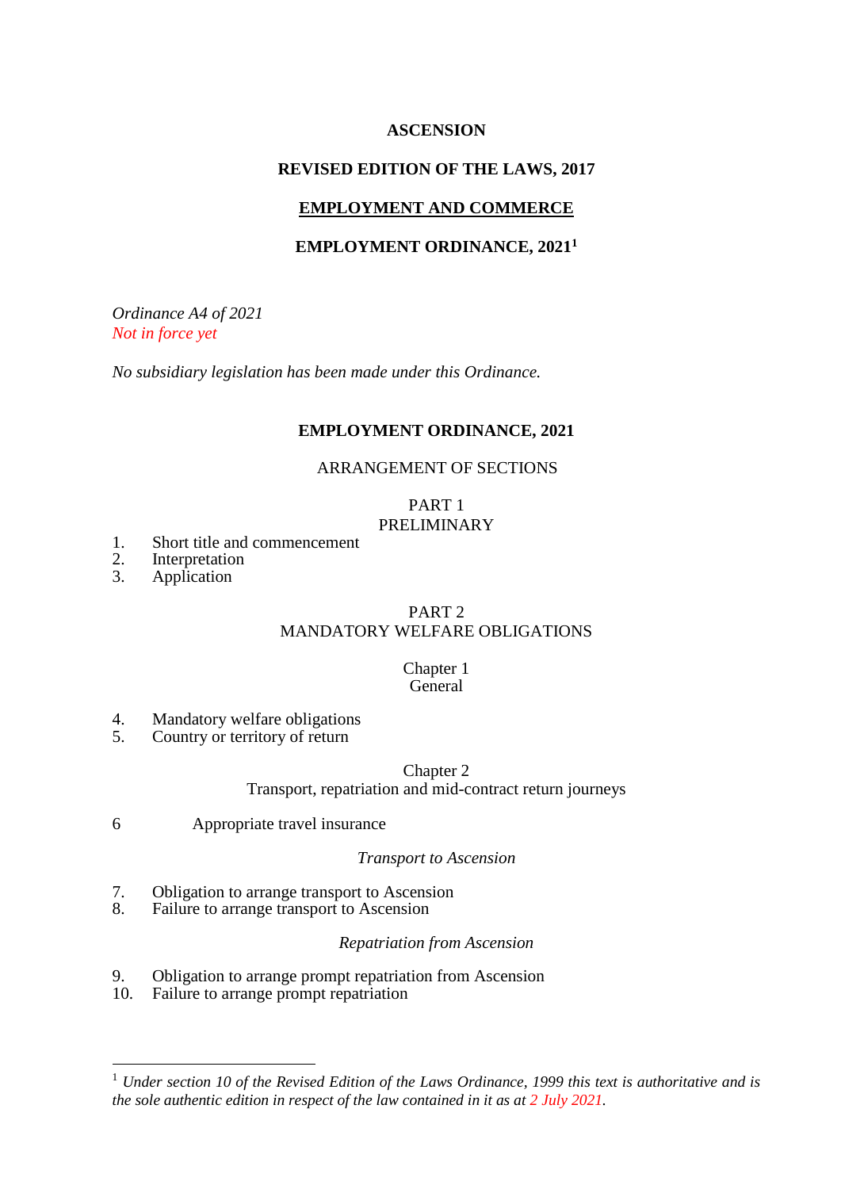**ASCENSION**

**REVISED EDITION OF THE LAWS, 2017**

**EMPLOYMENT AND COMMERCE**

**EMPLOYMENT ORDINANCE, 2021**[1]

*Ordinance A4 of 2021*
*Not in force yet*

*No subsidiary legislation has been made under this Ordinance.*

**EMPLOYMENT ORDINANCE, 2021**

ARRANGEMENT OF SECTIONS

PART 1
PRELIMINARY

1. Short title and commencement
2. Interpretation
3. Application

PART 2
MANDATORY WELFARE OBLIGATIONS

Chapter 1
General

4. Mandatory welfare obligations
5. Country or territory of return

Chapter 2
Transport, repatriation and mid-contract return journeys

6 Appropriate travel insurance

*Transport to Ascension*

7. Obligation to arrange transport to Ascension
8. Failure to arrange transport to Ascension

*Repatriation from Ascension*

9. Obligation to arrange prompt repatriation from Ascension
10. Failure to arrange prompt repatriation

---

[1] *Under section 10 of the Revised Edition of the Laws Ordinance, 1999 this text is authoritative and is the sole authentic edition in respect of the law contained in it as at 2 July 2021.*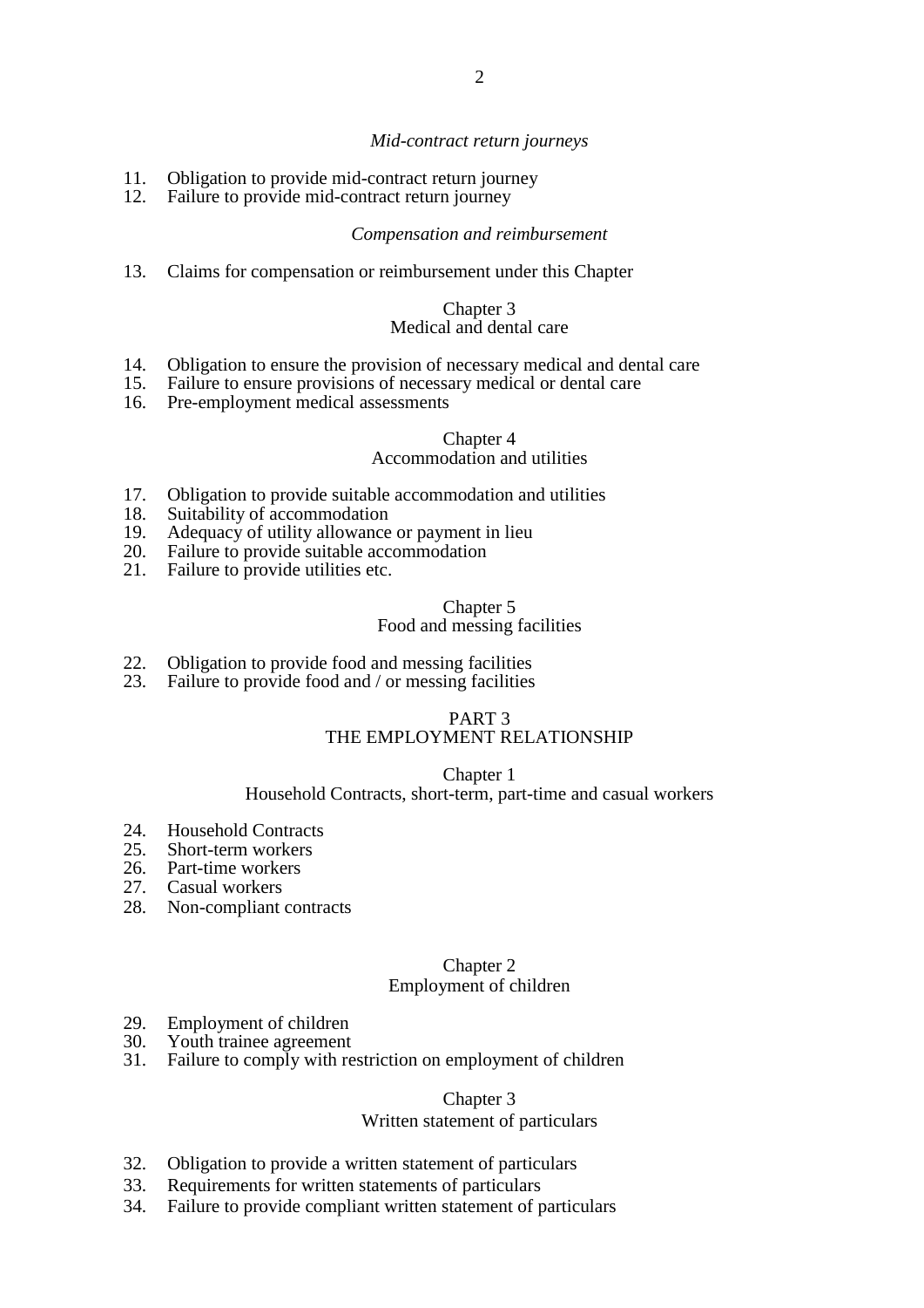*Mid-contract return journeys*

11. Obligation to provide mid-contract return journey
12. Failure to provide mid-contract return journey

*Compensation and reimbursement*

13. Claims for compensation or reimbursement under this Chapter

Chapter 3
Medical and dental care

14. Obligation to ensure the provision of necessary medical and dental care
15. Failure to ensure provisions of necessary medical or dental care
16. Pre-employment medical assessments

Chapter 4
Accommodation and utilities

17. Obligation to provide suitable accommodation and utilities
18. Suitability of accommodation
19. Adequacy of utility allowance or payment in lieu
20. Failure to provide suitable accommodation
21. Failure to provide utilities etc.

Chapter 5
Food and messing facilities

22. Obligation to provide food and messing facilities
23. Failure to provide food and / or messing facilities

PART 3
THE EMPLOYMENT RELATIONSHIP

Chapter 1
Household Contracts, short-term, part-time and casual workers

24. Household Contracts
25. Short-term workers
26. Part-time workers
27. Casual workers
28. Non-compliant contracts

Chapter 2
Employment of children

29. Employment of children
30. Youth trainee agreement
31. Failure to comply with restriction on employment of children

Chapter 3
Written statement of particulars

32. Obligation to provide a written statement of particulars
33. Requirements for written statements of particulars
34. Failure to provide compliant written statement of particulars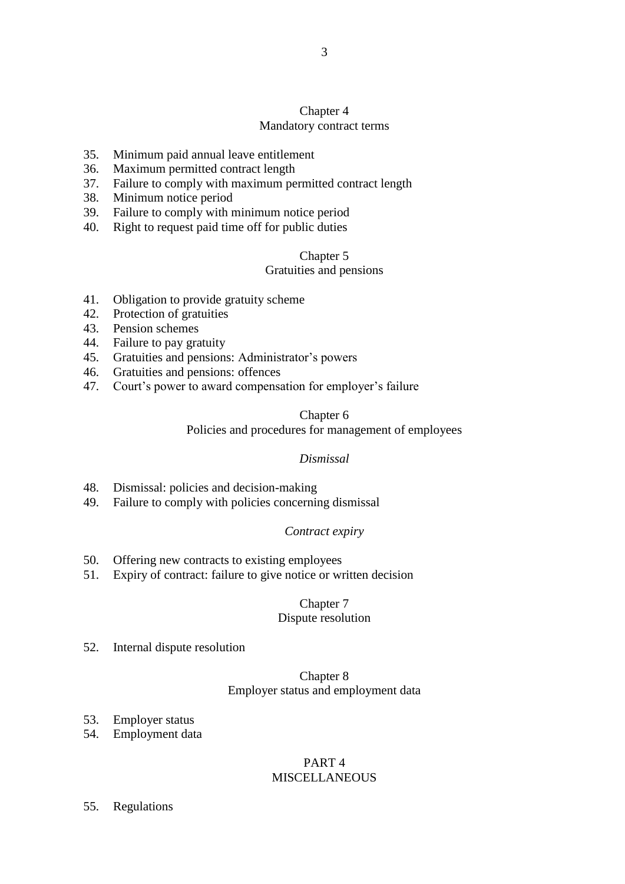## Chapter 4
## Mandatory contract terms

35. Minimum paid annual leave entitlement
36. Maximum permitted contract length
37. Failure to comply with maximum permitted contract length
38. Minimum notice period
39. Failure to comply with minimum notice period
40. Right to request paid time off for public duties

## Chapter 5
## Gratuities and pensions

41. Obligation to provide gratuity scheme
42. Protection of gratuities
43. Pension schemes
44. Failure to pay gratuity
45. Gratuities and pensions: Administrator's powers
46. Gratuities and pensions: offences
47. Court's power to award compensation for employer's failure

## Chapter 6
## Policies and procedures for management of employees

### *Dismissal*

48. Dismissal: policies and decision-making
49. Failure to comply with policies concerning dismissal

### *Contract expiry*

50. Offering new contracts to existing employees
51. Expiry of contract: failure to give notice or written decision

## Chapter 7
## Dispute resolution

52. Internal dispute resolution

## Chapter 8
## Employer status and employment data

53. Employer status
54. Employment data

# PART 4
# MISCELLANEOUS

55. Regulations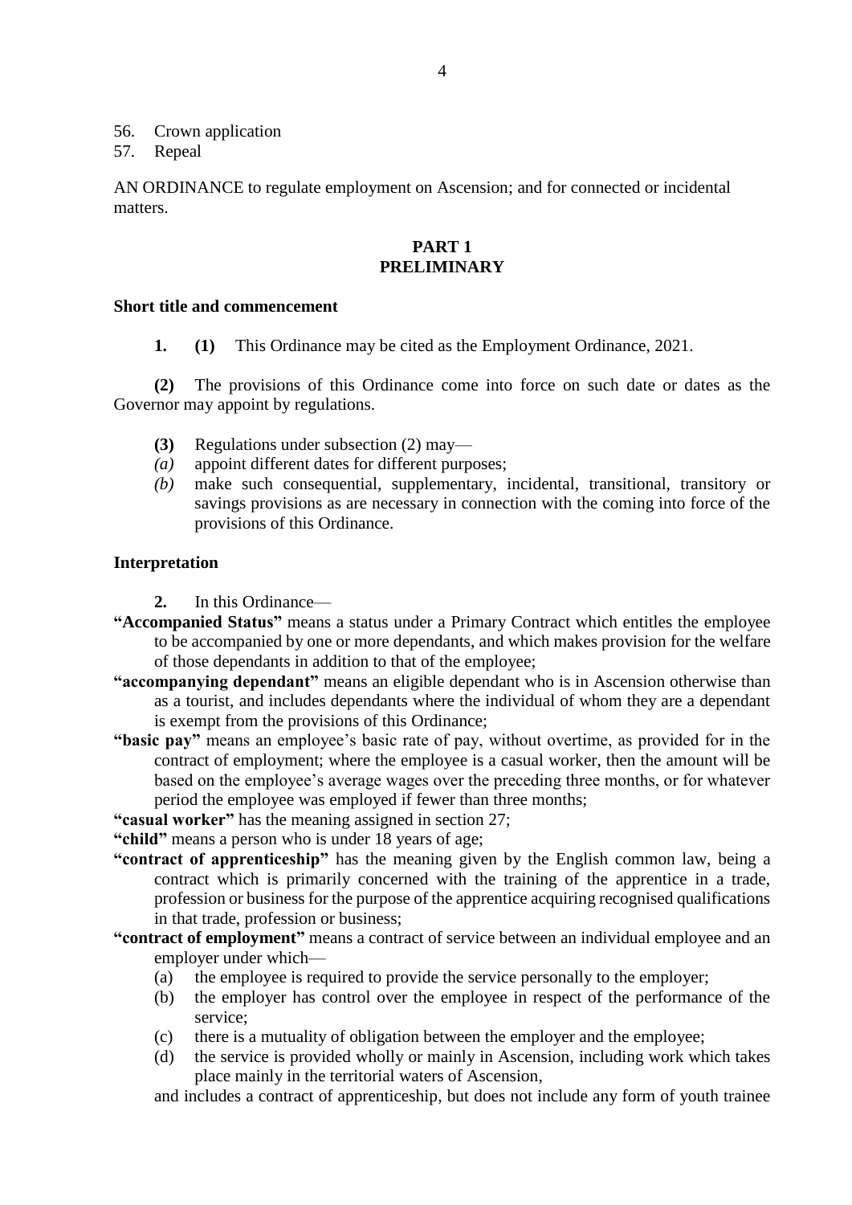56. Crown application
57. Repeal

AN ORDINANCE to regulate employment on Ascension; and for connected or incidental matters.

## PART 1
## PRELIMINARY

### Short title and commencement

**1. (1)** This Ordinance may be cited as the Employment Ordinance, 2021.

**(2)** The provisions of this Ordinance come into force on such date or dates as the Governor may appoint by regulations.

**(3)** Regulations under subsection (2) may—

*(a)* appoint different dates for different purposes;

*(b)* make such consequential, supplementary, incidental, transitional, transitory or savings provisions as are necessary in connection with the coming into force of the provisions of this Ordinance.

### Interpretation

**2.** In this Ordinance—

**"Accompanied Status"** means a status under a Primary Contract which entitles the employee to be accompanied by one or more dependants, and which makes provision for the welfare of those dependants in addition to that of the employee;

**"accompanying dependant"** means an eligible dependant who is in Ascension otherwise than as a tourist, and includes dependants where the individual of whom they are a dependant is exempt from the provisions of this Ordinance;

**"basic pay"** means an employee's basic rate of pay, without overtime, as provided for in the contract of employment; where the employee is a casual worker, then the amount will be based on the employee's average wages over the preceding three months, or for whatever period the employee was employed if fewer than three months;

**"casual worker"** has the meaning assigned in section 27;

**"child"** means a person who is under 18 years of age;

**"contract of apprenticeship"** has the meaning given by the English common law, being a contract which is primarily concerned with the training of the apprentice in a trade, profession or business for the purpose of the apprentice acquiring recognised qualifications in that trade, profession or business;

**"contract of employment"** means a contract of service between an individual employee and an employer under which—

(a) the employee is required to provide the service personally to the employer;

(b) the employer has control over the employee in respect of the performance of the service;

(c) there is a mutuality of obligation between the employer and the employee;

(d) the service is provided wholly or mainly in Ascension, including work which takes place mainly in the territorial waters of Ascension,

and includes a contract of apprenticeship, but does not include any form of youth trainee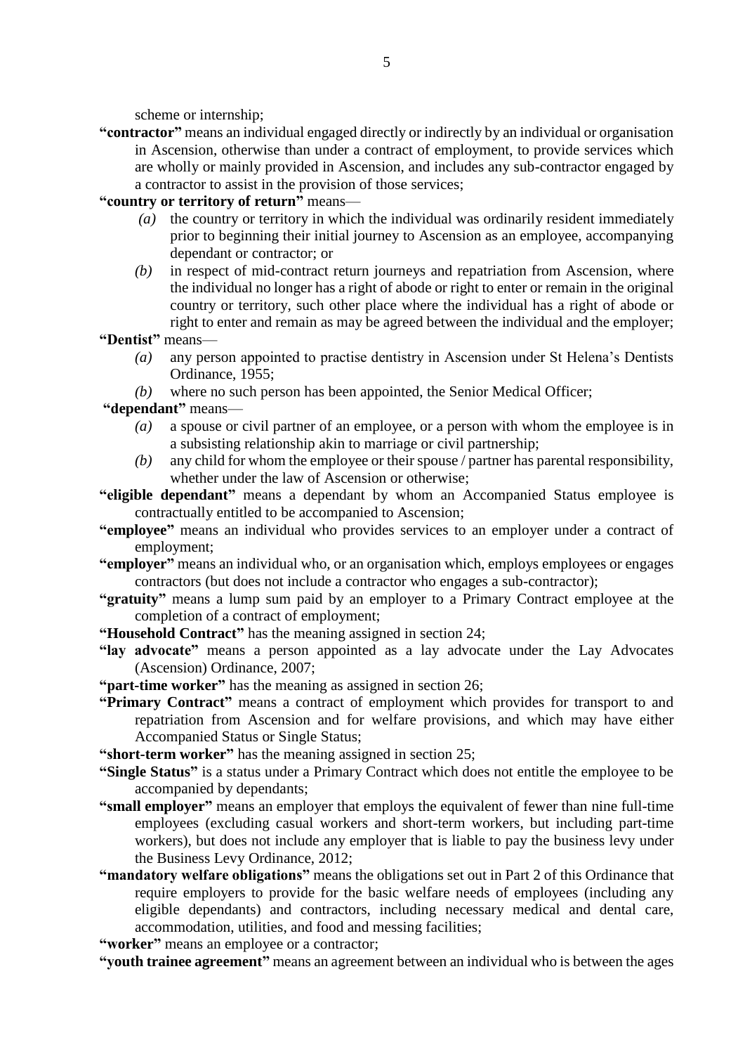scheme or internship;

**"contractor"** means an individual engaged directly or indirectly by an individual or organisation in Ascension, otherwise than under a contract of employment, to provide services which are wholly or mainly provided in Ascension, and includes any sub-contractor engaged by a contractor to assist in the provision of those services;

**"country or territory of return"** means—

*(a)* the country or territory in which the individual was ordinarily resident immediately prior to beginning their initial journey to Ascension as an employee, accompanying dependant or contractor; or

*(b)* in respect of mid-contract return journeys and repatriation from Ascension, where the individual no longer has a right of abode or right to enter or remain in the original country or territory, such other place where the individual has a right of abode or right to enter and remain as may be agreed between the individual and the employer;

**"Dentist"** means—

*(a)* any person appointed to practise dentistry in Ascension under St Helena's Dentists Ordinance, 1955;

*(b)* where no such person has been appointed, the Senior Medical Officer;

**"dependant"** means—

*(a)* a spouse or civil partner of an employee, or a person with whom the employee is in a subsisting relationship akin to marriage or civil partnership;

*(b)* any child for whom the employee or their spouse / partner has parental responsibility, whether under the law of Ascension or otherwise;

**"eligible dependant"** means a dependant by whom an Accompanied Status employee is contractually entitled to be accompanied to Ascension;

**"employee"** means an individual who provides services to an employer under a contract of employment;

**"employer"** means an individual who, or an organisation which, employs employees or engages contractors (but does not include a contractor who engages a sub-contractor);

**"gratuity"** means a lump sum paid by an employer to a Primary Contract employee at the completion of a contract of employment;

**"Household Contract"** has the meaning assigned in section 24;

**"lay advocate"** means a person appointed as a lay advocate under the Lay Advocates (Ascension) Ordinance, 2007;

**"part-time worker"** has the meaning as assigned in section 26;

**"Primary Contract"** means a contract of employment which provides for transport to and repatriation from Ascension and for welfare provisions, and which may have either Accompanied Status or Single Status;

**"short-term worker"** has the meaning assigned in section 25;

**"Single Status"** is a status under a Primary Contract which does not entitle the employee to be accompanied by dependants;

**"small employer"** means an employer that employs the equivalent of fewer than nine full-time employees (excluding casual workers and short-term workers, but including part-time workers), but does not include any employer that is liable to pay the business levy under the Business Levy Ordinance, 2012;

**"mandatory welfare obligations"** means the obligations set out in Part 2 of this Ordinance that require employers to provide for the basic welfare needs of employees (including any eligible dependants) and contractors, including necessary medical and dental care, accommodation, utilities, and food and messing facilities;

**"worker"** means an employee or a contractor;

**"youth trainee agreement"** means an agreement between an individual who is between the ages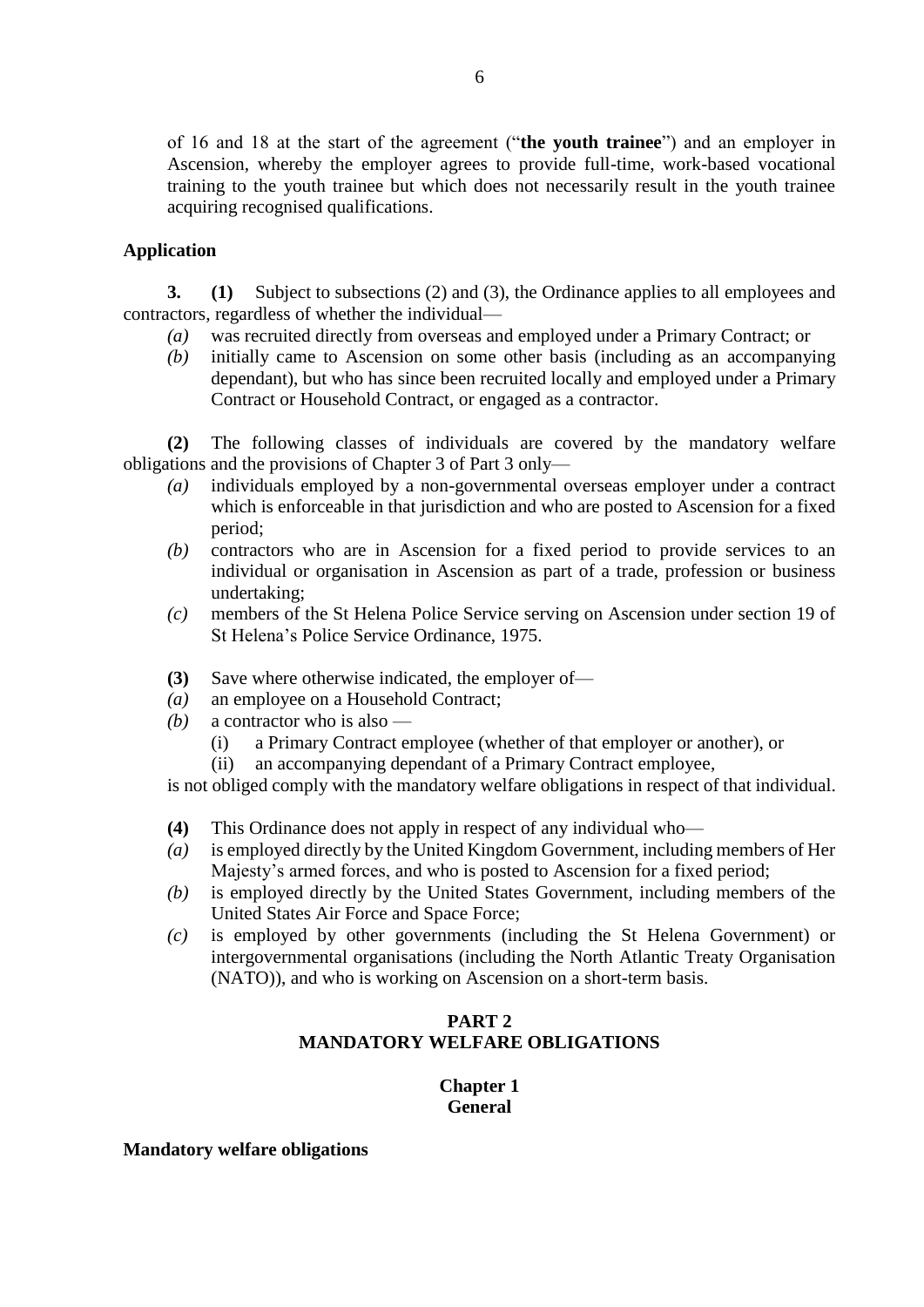of 16 and 18 at the start of the agreement ("**the youth trainee**") and an employer in Ascension, whereby the employer agrees to provide full-time, work-based vocational training to the youth trainee but which does not necessarily result in the youth trainee acquiring recognised qualifications.

**Application**

**3.** **(1)** Subject to subsections (2) and (3), the Ordinance applies to all employees and contractors, regardless of whether the individual—

*(a)* was recruited directly from overseas and employed under a Primary Contract; or

*(b)* initially came to Ascension on some other basis (including as an accompanying dependant), but who has since been recruited locally and employed under a Primary Contract or Household Contract, or engaged as a contractor.

**(2)** The following classes of individuals are covered by the mandatory welfare obligations and the provisions of Chapter 3 of Part 3 only—

*(a)* individuals employed by a non-governmental overseas employer under a contract which is enforceable in that jurisdiction and who are posted to Ascension for a fixed period;

*(b)* contractors who are in Ascension for a fixed period to provide services to an individual or organisation in Ascension as part of a trade, profession or business undertaking;

*(c)* members of the St Helena Police Service serving on Ascension under section 19 of St Helena's Police Service Ordinance, 1975.

**(3)** Save where otherwise indicated, the employer of—

*(a)* an employee on a Household Contract;

*(b)* a contractor who is also —

(i) a Primary Contract employee (whether of that employer or another), or

(ii) an accompanying dependant of a Primary Contract employee,

is not obliged comply with the mandatory welfare obligations in respect of that individual.

**(4)** This Ordinance does not apply in respect of any individual who—

*(a)* is employed directly by the United Kingdom Government, including members of Her Majesty's armed forces, and who is posted to Ascension for a fixed period;

*(b)* is employed directly by the United States Government, including members of the United States Air Force and Space Force;

*(c)* is employed by other governments (including the St Helena Government) or intergovernmental organisations (including the North Atlantic Treaty Organisation (NATO)), and who is working on Ascension on a short-term basis.

## PART 2
## MANDATORY WELFARE OBLIGATIONS

### Chapter 1
### General

**Mandatory welfare obligations**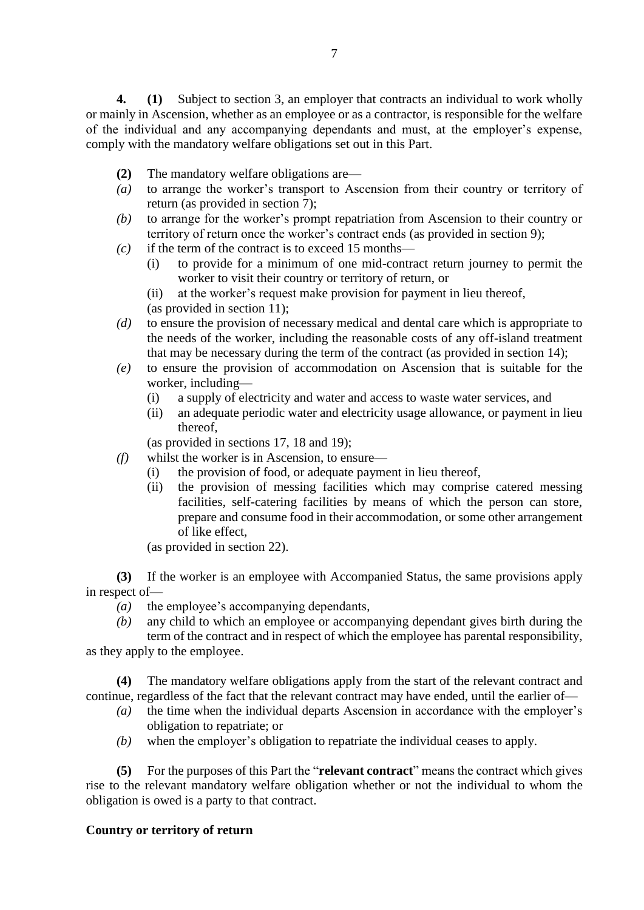**4.** **(1)** Subject to section 3, an employer that contracts an individual to work wholly or mainly in Ascension, whether as an employee or as a contractor, is responsible for the welfare of the individual and any accompanying dependants and must, at the employer's expense, comply with the mandatory welfare obligations set out in this Part.

**(2)** The mandatory welfare obligations are—

*(a)* to arrange the worker's transport to Ascension from their country or territory of return (as provided in section 7);

*(b)* to arrange for the worker's prompt repatriation from Ascension to their country or territory of return once the worker's contract ends (as provided in section 9);

*(c)* if the term of the contract is to exceed 15 months—

(i) to provide for a minimum of one mid-contract return journey to permit the worker to visit their country or territory of return, or

(ii) at the worker's request make provision for payment in lieu thereof,

(as provided in section 11);

*(d)* to ensure the provision of necessary medical and dental care which is appropriate to the needs of the worker, including the reasonable costs of any off-island treatment that may be necessary during the term of the contract (as provided in section 14);

*(e)* to ensure the provision of accommodation on Ascension that is suitable for the worker, including—

(i) a supply of electricity and water and access to waste water services, and

(ii) an adequate periodic water and electricity usage allowance, or payment in lieu thereof,

(as provided in sections 17, 18 and 19);

*(f)* whilst the worker is in Ascension, to ensure—

(i) the provision of food, or adequate payment in lieu thereof,

(ii) the provision of messing facilities which may comprise catered messing facilities, self-catering facilities by means of which the person can store, prepare and consume food in their accommodation, or some other arrangement of like effect,

(as provided in section 22).

**(3)** If the worker is an employee with Accompanied Status, the same provisions apply in respect of—

*(a)* the employee's accompanying dependants,

*(b)* any child to which an employee or accompanying dependant gives birth during the term of the contract and in respect of which the employee has parental responsibility,

as they apply to the employee.

**(4)** The mandatory welfare obligations apply from the start of the relevant contract and continue, regardless of the fact that the relevant contract may have ended, until the earlier of—

*(a)* the time when the individual departs Ascension in accordance with the employer's obligation to repatriate; or

*(b)* when the employer's obligation to repatriate the individual ceases to apply.

**(5)** For the purposes of this Part the "**relevant contract**" means the contract which gives rise to the relevant mandatory welfare obligation whether or not the individual to whom the obligation is owed is a party to that contract.

**Country or territory of return**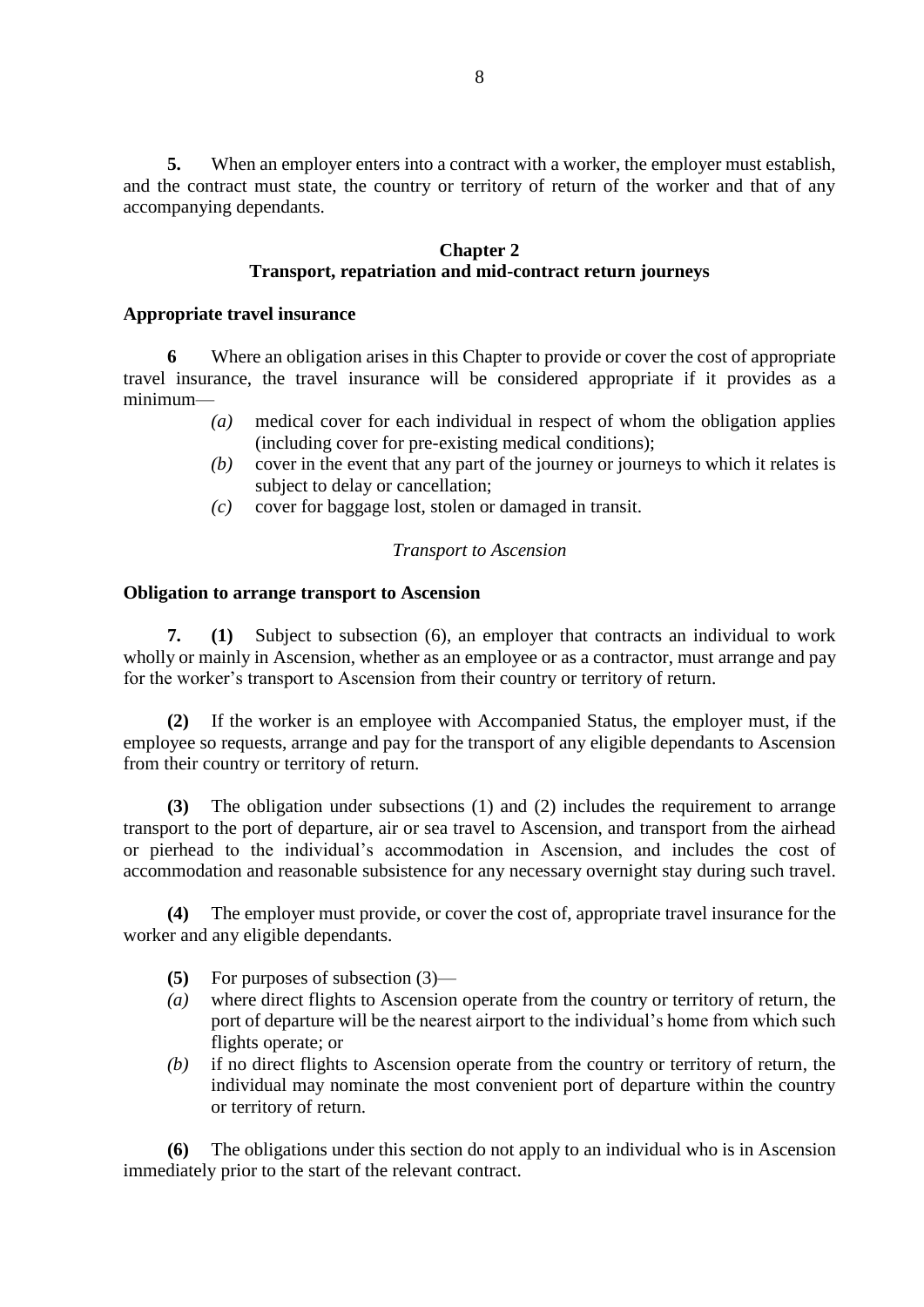**5.** When an employer enters into a contract with a worker, the employer must establish, and the contract must state, the country or territory of return of the worker and that of any accompanying dependants.

## Chapter 2
## Transport, repatriation and mid-contract return journeys

### Appropriate travel insurance

**6** Where an obligation arises in this Chapter to provide or cover the cost of appropriate travel insurance, the travel insurance will be considered appropriate if it provides as a minimum—

- *(a)* medical cover for each individual in respect of whom the obligation applies (including cover for pre-existing medical conditions);
- *(b)* cover in the event that any part of the journey or journeys to which it relates is subject to delay or cancellation;
- *(c)* cover for baggage lost, stolen or damaged in transit.

*Transport to Ascension*

### Obligation to arrange transport to Ascension

**7. (1)** Subject to subsection (6), an employer that contracts an individual to work wholly or mainly in Ascension, whether as an employee or as a contractor, must arrange and pay for the worker's transport to Ascension from their country or territory of return.

**(2)** If the worker is an employee with Accompanied Status, the employer must, if the employee so requests, arrange and pay for the transport of any eligible dependants to Ascension from their country or territory of return.

**(3)** The obligation under subsections (1) and (2) includes the requirement to arrange transport to the port of departure, air or sea travel to Ascension, and transport from the airhead or pierhead to the individual's accommodation in Ascension, and includes the cost of accommodation and reasonable subsistence for any necessary overnight stay during such travel.

**(4)** The employer must provide, or cover the cost of, appropriate travel insurance for the worker and any eligible dependants.

**(5)** For purposes of subsection (3)—

- *(a)* where direct flights to Ascension operate from the country or territory of return, the port of departure will be the nearest airport to the individual's home from which such flights operate; or
- *(b)* if no direct flights to Ascension operate from the country or territory of return, the individual may nominate the most convenient port of departure within the country or territory of return.

**(6)** The obligations under this section do not apply to an individual who is in Ascension immediately prior to the start of the relevant contract.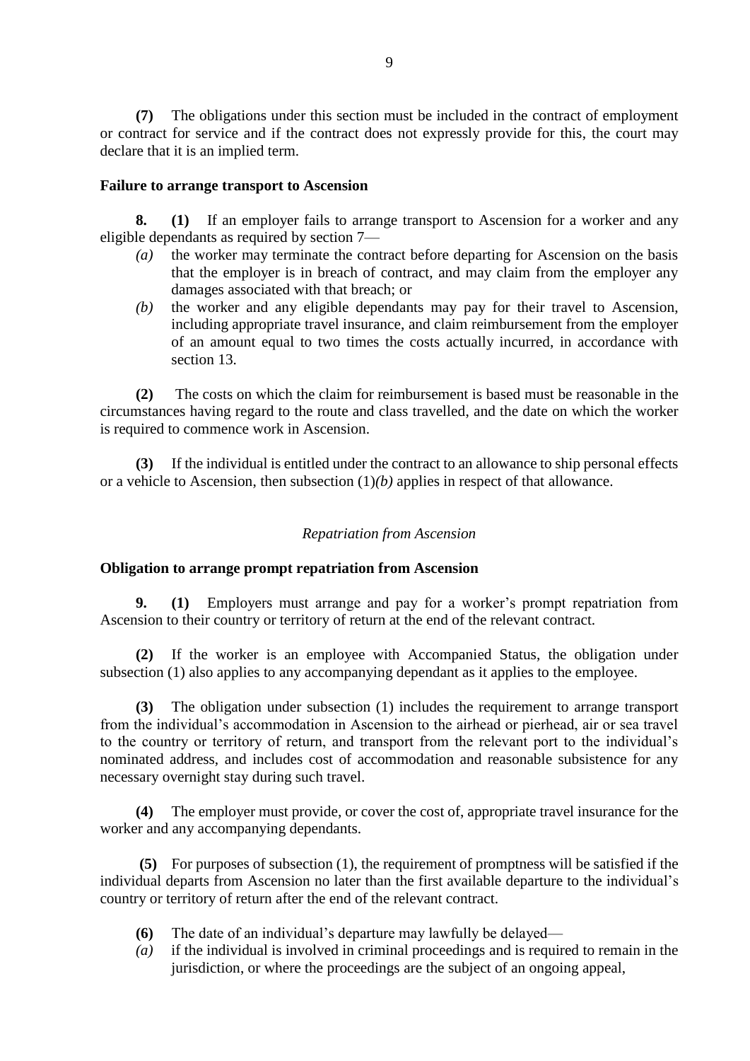**(7)** The obligations under this section must be included in the contract of employment or contract for service and if the contract does not expressly provide for this, the court may declare that it is an implied term.

### Failure to arrange transport to Ascension

**8. (1)** If an employer fails to arrange transport to Ascension for a worker and any eligible dependants as required by section 7—

*(a)* the worker may terminate the contract before departing for Ascension on the basis that the employer is in breach of contract, and may claim from the employer any damages associated with that breach; or

*(b)* the worker and any eligible dependants may pay for their travel to Ascension, including appropriate travel insurance, and claim reimbursement from the employer of an amount equal to two times the costs actually incurred, in accordance with section 13.

**(2)** The costs on which the claim for reimbursement is based must be reasonable in the circumstances having regard to the route and class travelled, and the date on which the worker is required to commence work in Ascension.

**(3)** If the individual is entitled under the contract to an allowance to ship personal effects or a vehicle to Ascension, then subsection (1)*(b)* applies in respect of that allowance.

*Repatriation from Ascension*

### Obligation to arrange prompt repatriation from Ascension

**9. (1)** Employers must arrange and pay for a worker's prompt repatriation from Ascension to their country or territory of return at the end of the relevant contract.

**(2)** If the worker is an employee with Accompanied Status, the obligation under subsection (1) also applies to any accompanying dependant as it applies to the employee.

**(3)** The obligation under subsection (1) includes the requirement to arrange transport from the individual's accommodation in Ascension to the airhead or pierhead, air or sea travel to the country or territory of return, and transport from the relevant port to the individual's nominated address, and includes cost of accommodation and reasonable subsistence for any necessary overnight stay during such travel.

**(4)** The employer must provide, or cover the cost of, appropriate travel insurance for the worker and any accompanying dependants.

**(5)** For purposes of subsection (1), the requirement of promptness will be satisfied if the individual departs from Ascension no later than the first available departure to the individual's country or territory of return after the end of the relevant contract.

**(6)** The date of an individual's departure may lawfully be delayed—

*(a)* if the individual is involved in criminal proceedings and is required to remain in the jurisdiction, or where the proceedings are the subject of an ongoing appeal,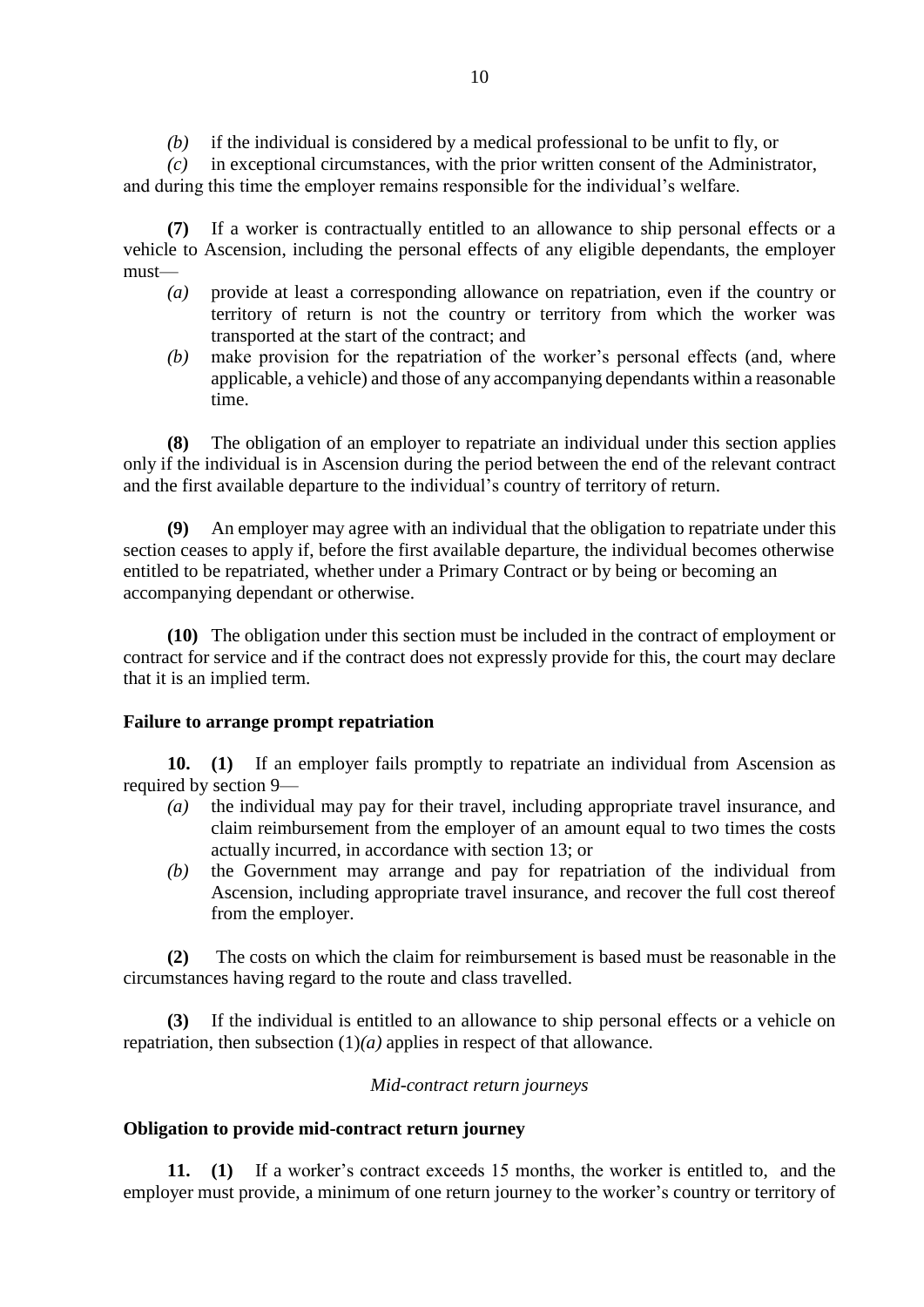*(b)* if the individual is considered by a medical professional to be unfit to fly, or

*(c)* in exceptional circumstances, with the prior written consent of the Administrator,

and during this time the employer remains responsible for the individual's welfare.

**(7)** If a worker is contractually entitled to an allowance to ship personal effects or a vehicle to Ascension, including the personal effects of any eligible dependants, the employer must—

*(a)* provide at least a corresponding allowance on repatriation, even if the country or territory of return is not the country or territory from which the worker was transported at the start of the contract; and

*(b)* make provision for the repatriation of the worker's personal effects (and, where applicable, a vehicle) and those of any accompanying dependants within a reasonable time.

**(8)** The obligation of an employer to repatriate an individual under this section applies only if the individual is in Ascension during the period between the end of the relevant contract and the first available departure to the individual's country of territory of return.

**(9)** An employer may agree with an individual that the obligation to repatriate under this section ceases to apply if, before the first available departure, the individual becomes otherwise entitled to be repatriated, whether under a Primary Contract or by being or becoming an accompanying dependant or otherwise.

**(10)** The obligation under this section must be included in the contract of employment or contract for service and if the contract does not expressly provide for this, the court may declare that it is an implied term.

**Failure to arrange prompt repatriation**

**10. (1)** If an employer fails promptly to repatriate an individual from Ascension as required by section 9—

*(a)* the individual may pay for their travel, including appropriate travel insurance, and claim reimbursement from the employer of an amount equal to two times the costs actually incurred, in accordance with section 13; or

*(b)* the Government may arrange and pay for repatriation of the individual from Ascension, including appropriate travel insurance, and recover the full cost thereof from the employer.

**(2)** The costs on which the claim for reimbursement is based must be reasonable in the circumstances having regard to the route and class travelled.

**(3)** If the individual is entitled to an allowance to ship personal effects or a vehicle on repatriation, then subsection (1)*(a)* applies in respect of that allowance.

*Mid-contract return journeys*

**Obligation to provide mid-contract return journey**

**11. (1)** If a worker's contract exceeds 15 months, the worker is entitled to, and the employer must provide, a minimum of one return journey to the worker's country or territory of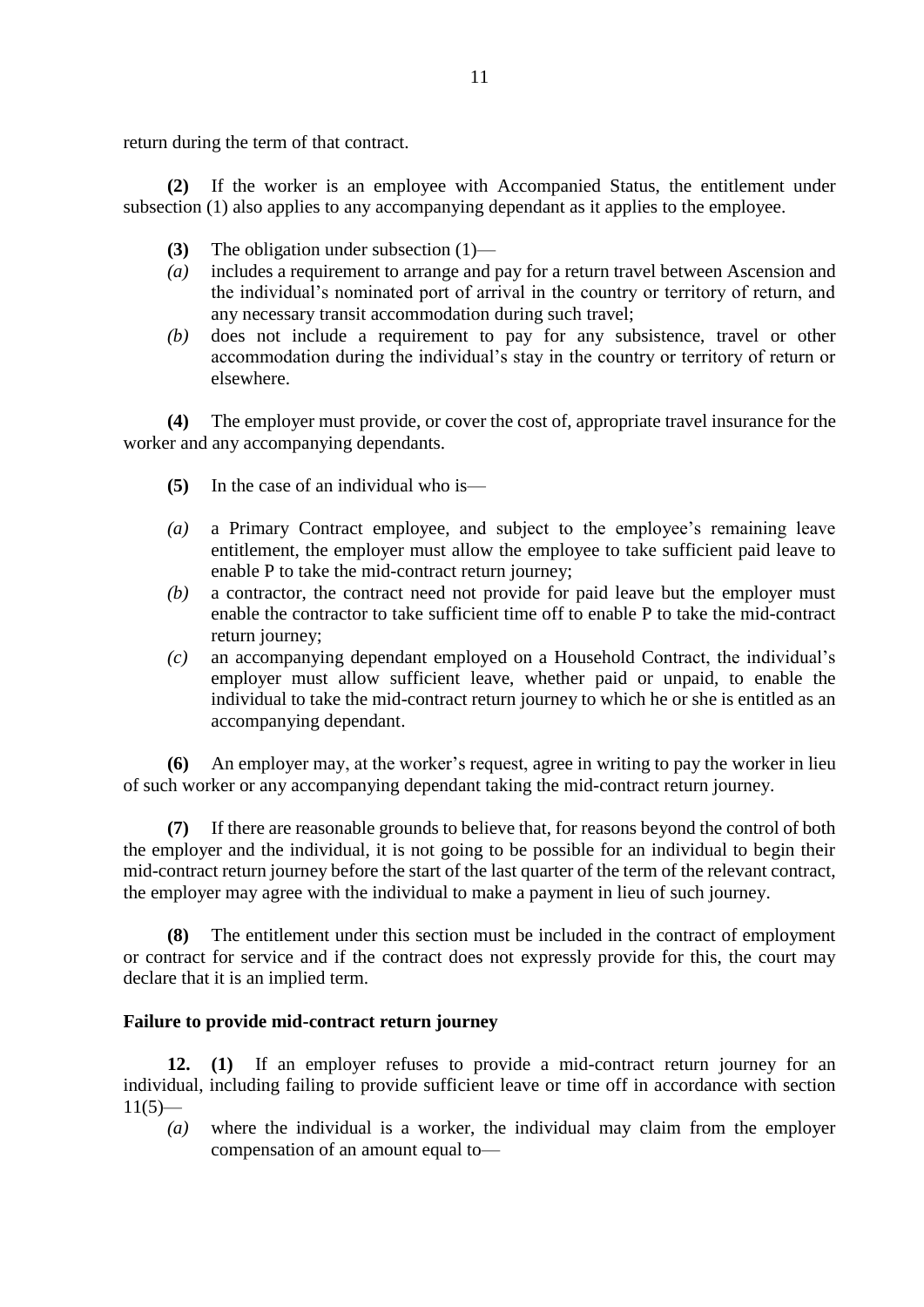return during the term of that contract.

**(2)** If the worker is an employee with Accompanied Status, the entitlement under subsection (1) also applies to any accompanying dependant as it applies to the employee.

**(3)** The obligation under subsection (1)—

*(a)* includes a requirement to arrange and pay for a return travel between Ascension and the individual's nominated port of arrival in the country or territory of return, and any necessary transit accommodation during such travel;

*(b)* does not include a requirement to pay for any subsistence, travel or other accommodation during the individual's stay in the country or territory of return or elsewhere.

**(4)** The employer must provide, or cover the cost of, appropriate travel insurance for the worker and any accompanying dependants.

**(5)** In the case of an individual who is—

*(a)* a Primary Contract employee, and subject to the employee's remaining leave entitlement, the employer must allow the employee to take sufficient paid leave to enable P to take the mid-contract return journey;

*(b)* a contractor, the contract need not provide for paid leave but the employer must enable the contractor to take sufficient time off to enable P to take the mid-contract return journey;

*(c)* an accompanying dependant employed on a Household Contract, the individual's employer must allow sufficient leave, whether paid or unpaid, to enable the individual to take the mid-contract return journey to which he or she is entitled as an accompanying dependant.

**(6)** An employer may, at the worker's request, agree in writing to pay the worker in lieu of such worker or any accompanying dependant taking the mid-contract return journey.

**(7)** If there are reasonable grounds to believe that, for reasons beyond the control of both the employer and the individual, it is not going to be possible for an individual to begin their mid-contract return journey before the start of the last quarter of the term of the relevant contract, the employer may agree with the individual to make a payment in lieu of such journey.

**(8)** The entitlement under this section must be included in the contract of employment or contract for service and if the contract does not expressly provide for this, the court may declare that it is an implied term.

**Failure to provide mid-contract return journey**

**12. (1)** If an employer refuses to provide a mid-contract return journey for an individual, including failing to provide sufficient leave or time off in accordance with section 11(5)—

*(a)* where the individual is a worker, the individual may claim from the employer compensation of an amount equal to—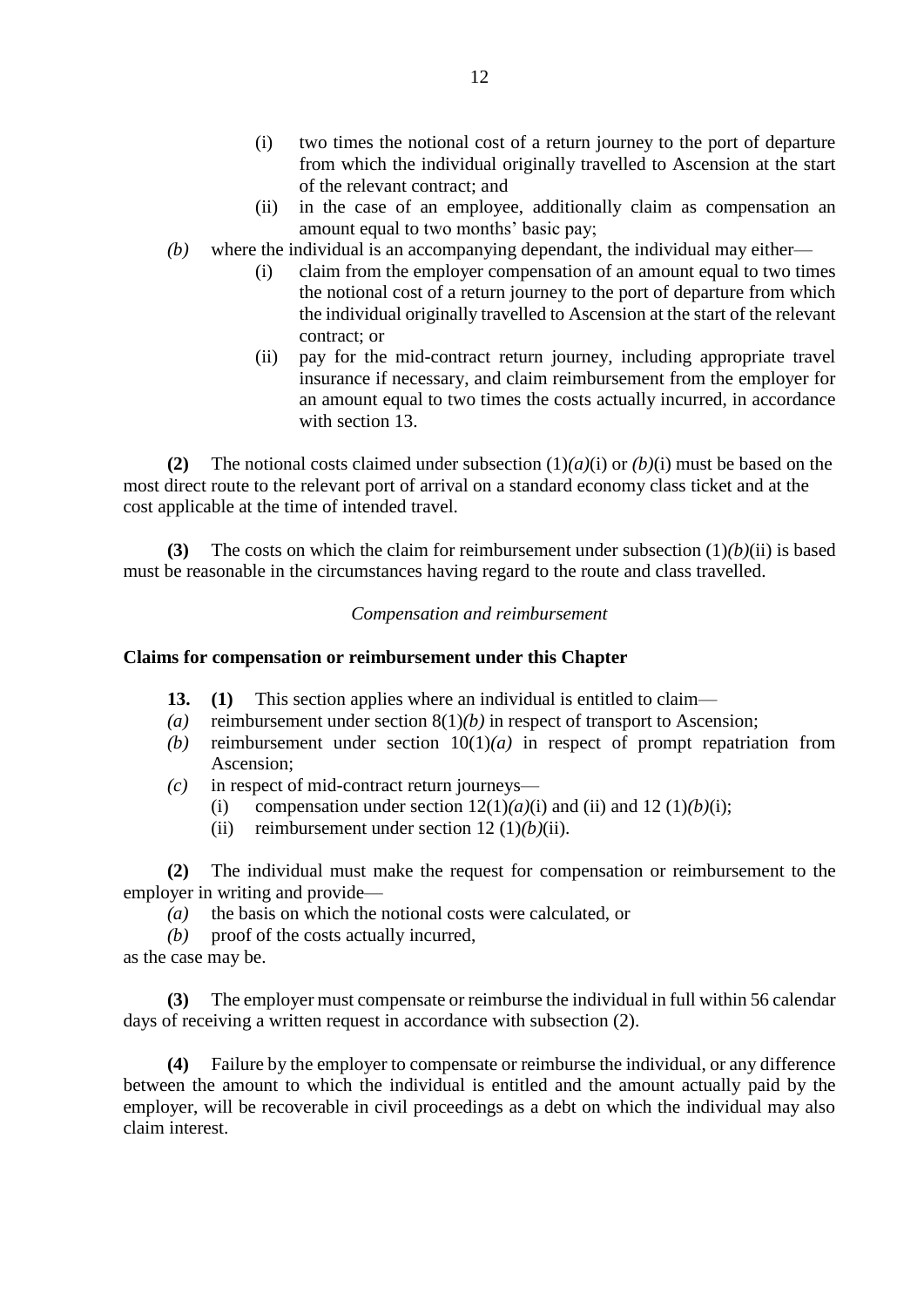(i) two times the notional cost of a return journey to the port of departure from which the individual originally travelled to Ascension at the start of the relevant contract; and

(ii) in the case of an employee, additionally claim as compensation an amount equal to two months' basic pay;

*(b)* where the individual is an accompanying dependant, the individual may either—

(i) claim from the employer compensation of an amount equal to two times the notional cost of a return journey to the port of departure from which the individual originally travelled to Ascension at the start of the relevant contract; or

(ii) pay for the mid-contract return journey, including appropriate travel insurance if necessary, and claim reimbursement from the employer for an amount equal to two times the costs actually incurred, in accordance with section 13.

**(2)** The notional costs claimed under subsection (1)*(a)*(i) or *(b)*(i) must be based on the most direct route to the relevant port of arrival on a standard economy class ticket and at the cost applicable at the time of intended travel.

**(3)** The costs on which the claim for reimbursement under subsection (1)*(b)*(ii) is based must be reasonable in the circumstances having regard to the route and class travelled.

*Compensation and reimbursement*

**Claims for compensation or reimbursement under this Chapter**

**13. (1)** This section applies where an individual is entitled to claim—

*(a)* reimbursement under section 8(1)*(b)* in respect of transport to Ascension;

*(b)* reimbursement under section 10(1)*(a)* in respect of prompt repatriation from Ascension;

*(c)* in respect of mid-contract return journeys—

(i) compensation under section 12(1)*(a)*(i) and (ii) and 12 (1)*(b)*(i);

(ii) reimbursement under section 12 (1)*(b)*(ii).

**(2)** The individual must make the request for compensation or reimbursement to the employer in writing and provide—

*(a)* the basis on which the notional costs were calculated, or

*(b)* proof of the costs actually incurred,

as the case may be.

**(3)** The employer must compensate or reimburse the individual in full within 56 calendar days of receiving a written request in accordance with subsection (2).

**(4)** Failure by the employer to compensate or reimburse the individual, or any difference between the amount to which the individual is entitled and the amount actually paid by the employer, will be recoverable in civil proceedings as a debt on which the individual may also claim interest.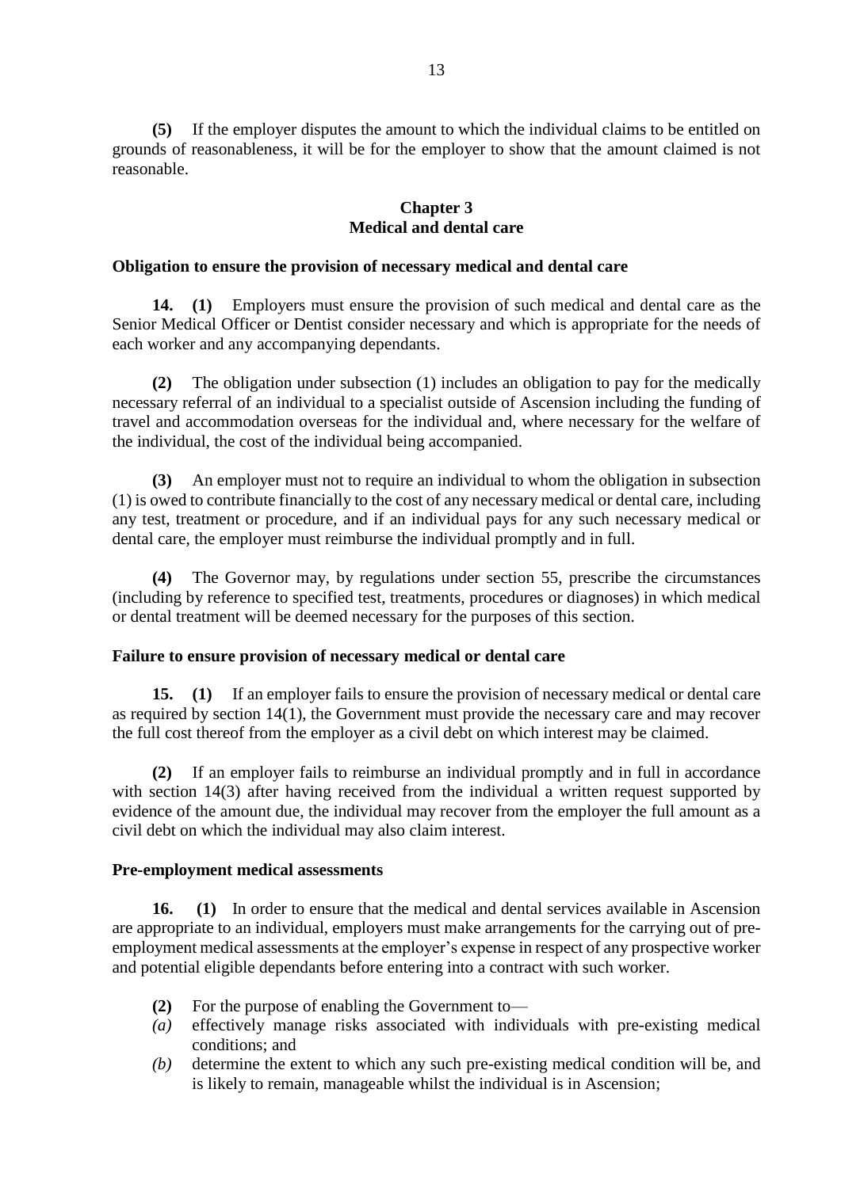**(5)** If the employer disputes the amount to which the individual claims to be entitled on grounds of reasonableness, it will be for the employer to show that the amount claimed is not reasonable.

## Chapter 3
## Medical and dental care

### Obligation to ensure the provision of necessary medical and dental care

**14. (1)** Employers must ensure the provision of such medical and dental care as the Senior Medical Officer or Dentist consider necessary and which is appropriate for the needs of each worker and any accompanying dependants.

**(2)** The obligation under subsection (1) includes an obligation to pay for the medically necessary referral of an individual to a specialist outside of Ascension including the funding of travel and accommodation overseas for the individual and, where necessary for the welfare of the individual, the cost of the individual being accompanied.

**(3)** An employer must not to require an individual to whom the obligation in subsection (1) is owed to contribute financially to the cost of any necessary medical or dental care, including any test, treatment or procedure, and if an individual pays for any such necessary medical or dental care, the employer must reimburse the individual promptly and in full.

**(4)** The Governor may, by regulations under section 55, prescribe the circumstances (including by reference to specified test, treatments, procedures or diagnoses) in which medical or dental treatment will be deemed necessary for the purposes of this section.

### Failure to ensure provision of necessary medical or dental care

**15. (1)** If an employer fails to ensure the provision of necessary medical or dental care as required by section 14(1), the Government must provide the necessary care and may recover the full cost thereof from the employer as a civil debt on which interest may be claimed.

**(2)** If an employer fails to reimburse an individual promptly and in full in accordance with section 14(3) after having received from the individual a written request supported by evidence of the amount due, the individual may recover from the employer the full amount as a civil debt on which the individual may also claim interest.

### Pre-employment medical assessments

**16. (1)** In order to ensure that the medical and dental services available in Ascension are appropriate to an individual, employers must make arrangements for the carrying out of pre-employment medical assessments at the employer's expense in respect of any prospective worker and potential eligible dependants before entering into a contract with such worker.

**(2)** For the purpose of enabling the Government to—

*(a)* effectively manage risks associated with individuals with pre-existing medical conditions; and

*(b)* determine the extent to which any such pre-existing medical condition will be, and is likely to remain, manageable whilst the individual is in Ascension;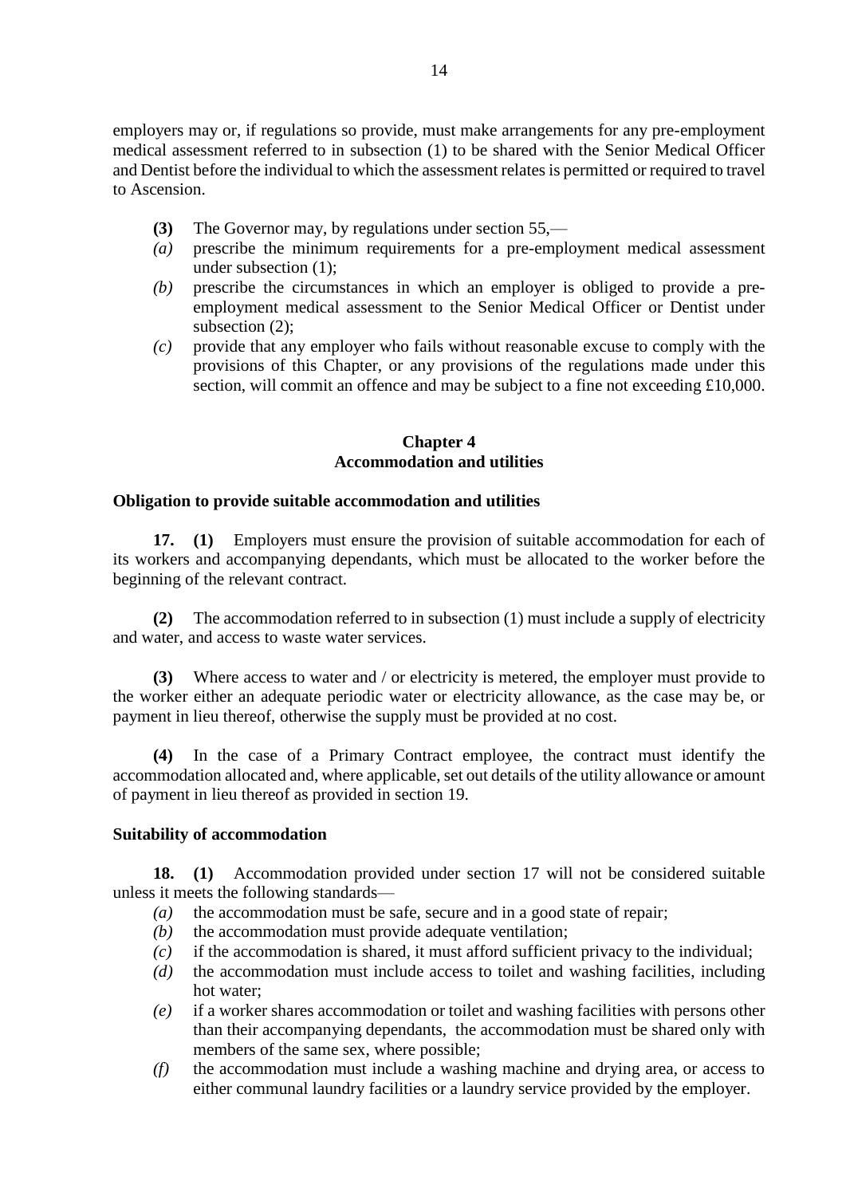employers may or, if regulations so provide, must make arrangements for any pre-employment medical assessment referred to in subsection (1) to be shared with the Senior Medical Officer and Dentist before the individual to which the assessment relates is permitted or required to travel to Ascension.

**(3)** The Governor may, by regulations under section 55,—

*(a)* prescribe the minimum requirements for a pre-employment medical assessment under subsection (1);

*(b)* prescribe the circumstances in which an employer is obliged to provide a pre-employment medical assessment to the Senior Medical Officer or Dentist under subsection (2);

*(c)* provide that any employer who fails without reasonable excuse to comply with the provisions of this Chapter, or any provisions of the regulations made under this section, will commit an offence and may be subject to a fine not exceeding £10,000.

## Chapter 4
## Accommodation and utilities

### Obligation to provide suitable accommodation and utilities

**17.** **(1)** Employers must ensure the provision of suitable accommodation for each of its workers and accompanying dependants, which must be allocated to the worker before the beginning of the relevant contract.

**(2)** The accommodation referred to in subsection (1) must include a supply of electricity and water, and access to waste water services.

**(3)** Where access to water and / or electricity is metered, the employer must provide to the worker either an adequate periodic water or electricity allowance, as the case may be, or payment in lieu thereof, otherwise the supply must be provided at no cost.

**(4)** In the case of a Primary Contract employee, the contract must identify the accommodation allocated and, where applicable, set out details of the utility allowance or amount of payment in lieu thereof as provided in section 19.

### Suitability of accommodation

**18.** **(1)** Accommodation provided under section 17 will not be considered suitable unless it meets the following standards—

*(a)* the accommodation must be safe, secure and in a good state of repair;

*(b)* the accommodation must provide adequate ventilation;

*(c)* if the accommodation is shared, it must afford sufficient privacy to the individual;

*(d)* the accommodation must include access to toilet and washing facilities, including hot water;

*(e)* if a worker shares accommodation or toilet and washing facilities with persons other than their accompanying dependants, the accommodation must be shared only with members of the same sex, where possible;

*(f)* the accommodation must include a washing machine and drying area, or access to either communal laundry facilities or a laundry service provided by the employer.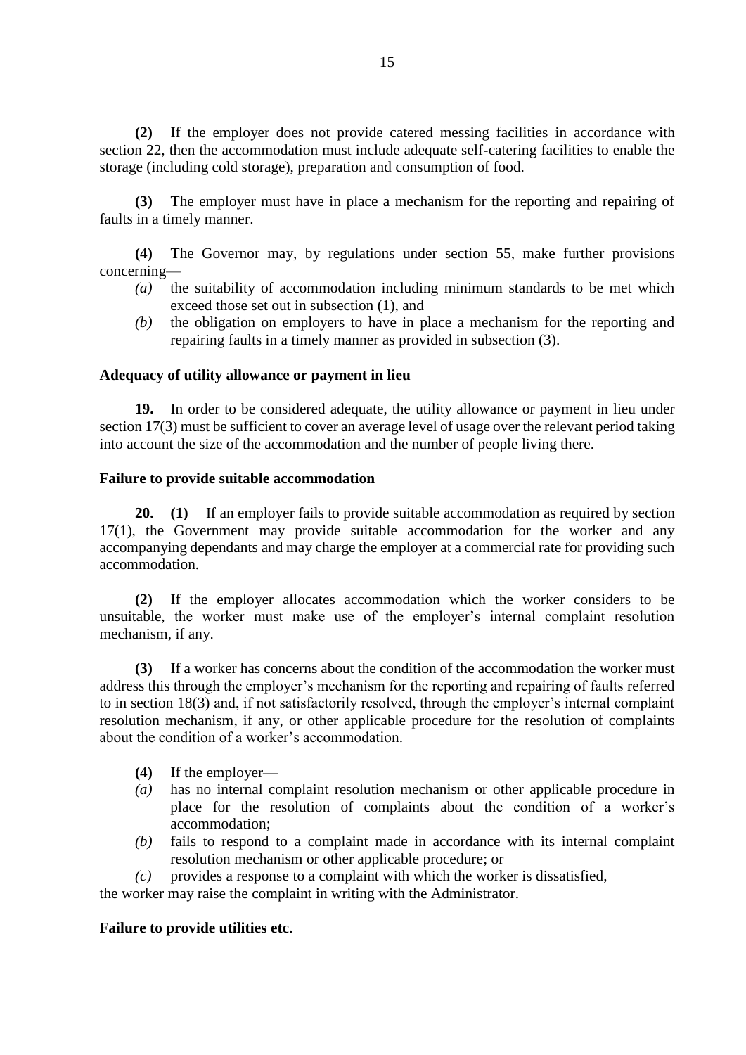**(2)** If the employer does not provide catered messing facilities in accordance with section 22, then the accommodation must include adequate self-catering facilities to enable the storage (including cold storage), preparation and consumption of food.

**(3)** The employer must have in place a mechanism for the reporting and repairing of faults in a timely manner.

**(4)** The Governor may, by regulations under section 55, make further provisions concerning—

*(a)* the suitability of accommodation including minimum standards to be met which exceed those set out in subsection (1), and

*(b)* the obligation on employers to have in place a mechanism for the reporting and repairing faults in a timely manner as provided in subsection (3).

**Adequacy of utility allowance or payment in lieu**

**19.** In order to be considered adequate, the utility allowance or payment in lieu under section 17(3) must be sufficient to cover an average level of usage over the relevant period taking into account the size of the accommodation and the number of people living there.

**Failure to provide suitable accommodation**

**20. (1)** If an employer fails to provide suitable accommodation as required by section 17(1), the Government may provide suitable accommodation for the worker and any accompanying dependants and may charge the employer at a commercial rate for providing such accommodation.

**(2)** If the employer allocates accommodation which the worker considers to be unsuitable, the worker must make use of the employer's internal complaint resolution mechanism, if any.

**(3)** If a worker has concerns about the condition of the accommodation the worker must address this through the employer's mechanism for the reporting and repairing of faults referred to in section 18(3) and, if not satisfactorily resolved, through the employer's internal complaint resolution mechanism, if any, or other applicable procedure for the resolution of complaints about the condition of a worker's accommodation.

**(4)** If the employer—

*(a)* has no internal complaint resolution mechanism or other applicable procedure in place for the resolution of complaints about the condition of a worker's accommodation;

*(b)* fails to respond to a complaint made in accordance with its internal complaint resolution mechanism or other applicable procedure; or

*(c)* provides a response to a complaint with which the worker is dissatisfied,

the worker may raise the complaint in writing with the Administrator.

**Failure to provide utilities etc.**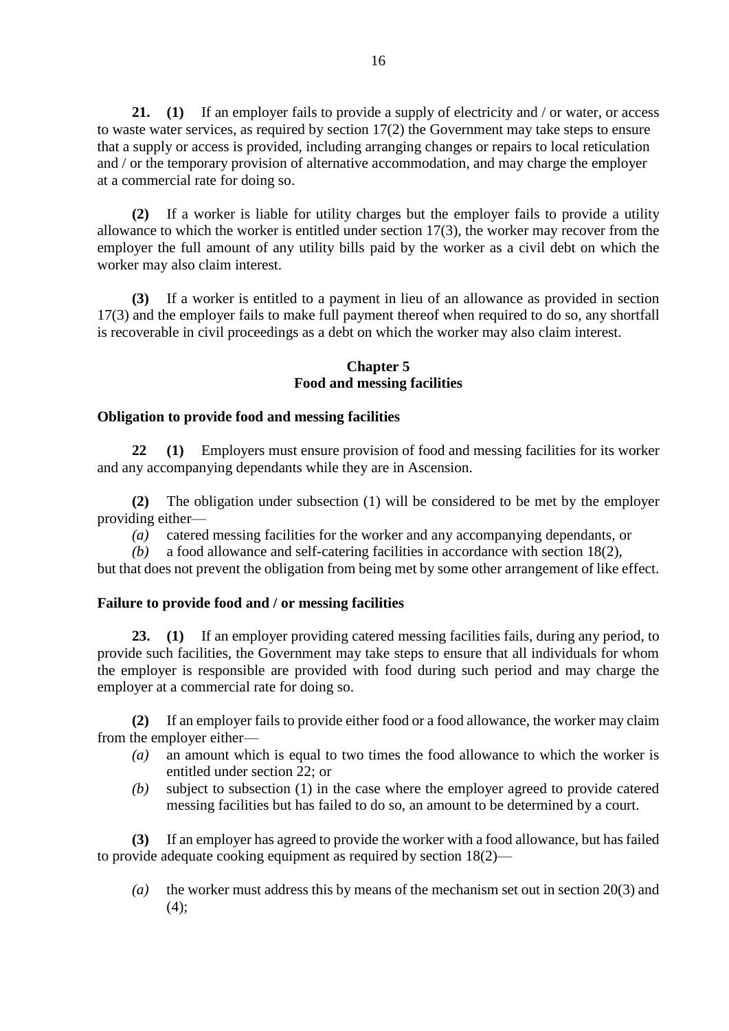**21.** **(1)** If an employer fails to provide a supply of electricity and / or water, or access to waste water services, as required by section 17(2) the Government may take steps to ensure that a supply or access is provided, including arranging changes or repairs to local reticulation and / or the temporary provision of alternative accommodation, and may charge the employer at a commercial rate for doing so.

**(2)** If a worker is liable for utility charges but the employer fails to provide a utility allowance to which the worker is entitled under section 17(3), the worker may recover from the employer the full amount of any utility bills paid by the worker as a civil debt on which the worker may also claim interest.

**(3)** If a worker is entitled to a payment in lieu of an allowance as provided in section 17(3) and the employer fails to make full payment thereof when required to do so, any shortfall is recoverable in civil proceedings as a debt on which the worker may also claim interest.

## Chapter 5
## Food and messing facilities

### Obligation to provide food and messing facilities

**22** **(1)** Employers must ensure provision of food and messing facilities for its worker and any accompanying dependants while they are in Ascension.

**(2)** The obligation under subsection (1) will be considered to be met by the employer providing either—

*(a)* catered messing facilities for the worker and any accompanying dependants, or

*(b)* a food allowance and self-catering facilities in accordance with section 18(2),

but that does not prevent the obligation from being met by some other arrangement of like effect.

### Failure to provide food and / or messing facilities

**23.** **(1)** If an employer providing catered messing facilities fails, during any period, to provide such facilities, the Government may take steps to ensure that all individuals for whom the employer is responsible are provided with food during such period and may charge the employer at a commercial rate for doing so.

**(2)** If an employer fails to provide either food or a food allowance, the worker may claim from the employer either—

*(a)* an amount which is equal to two times the food allowance to which the worker is entitled under section 22; or

*(b)* subject to subsection (1) in the case where the employer agreed to provide catered messing facilities but has failed to do so, an amount to be determined by a court.

**(3)** If an employer has agreed to provide the worker with a food allowance, but has failed to provide adequate cooking equipment as required by section 18(2)—

*(a)* the worker must address this by means of the mechanism set out in section 20(3) and (4);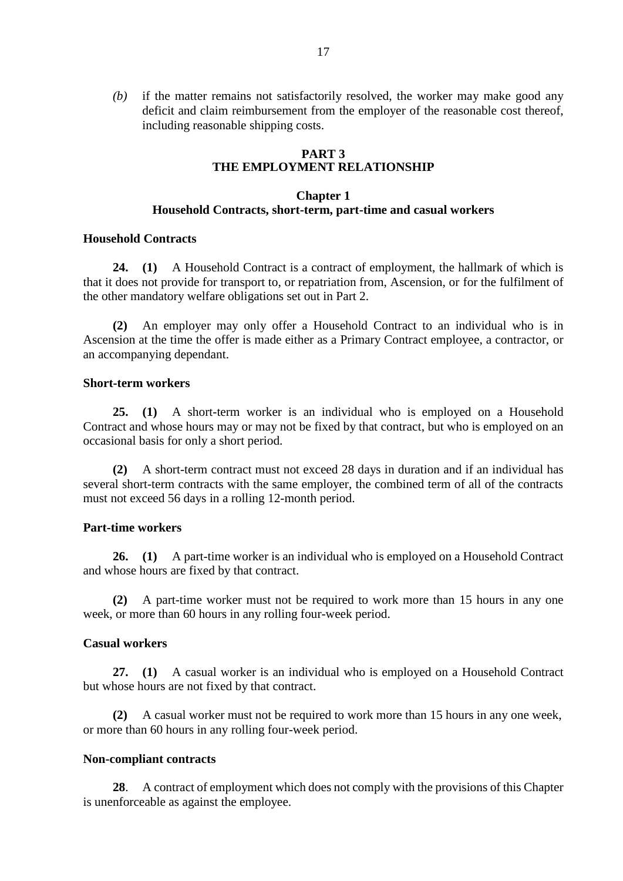*(b)* if the matter remains not satisfactorily resolved, the worker may make good any deficit and claim reimbursement from the employer of the reasonable cost thereof, including reasonable shipping costs.

## PART 3
## THE EMPLOYMENT RELATIONSHIP

### Chapter 1
### Household Contracts, short-term, part-time and casual workers

**Household Contracts**

**24. (1)** A Household Contract is a contract of employment, the hallmark of which is that it does not provide for transport to, or repatriation from, Ascension, or for the fulfilment of the other mandatory welfare obligations set out in Part 2.

**(2)** An employer may only offer a Household Contract to an individual who is in Ascension at the time the offer is made either as a Primary Contract employee, a contractor, or an accompanying dependant.

**Short-term workers**

**25. (1)** A short-term worker is an individual who is employed on a Household Contract and whose hours may or may not be fixed by that contract, but who is employed on an occasional basis for only a short period.

**(2)** A short-term contract must not exceed 28 days in duration and if an individual has several short-term contracts with the same employer, the combined term of all of the contracts must not exceed 56 days in a rolling 12-month period.

**Part-time workers**

**26. (1)** A part-time worker is an individual who is employed on a Household Contract and whose hours are fixed by that contract.

**(2)** A part-time worker must not be required to work more than 15 hours in any one week, or more than 60 hours in any rolling four-week period.

**Casual workers**

**27. (1)** A casual worker is an individual who is employed on a Household Contract but whose hours are not fixed by that contract.

**(2)** A casual worker must not be required to work more than 15 hours in any one week, or more than 60 hours in any rolling four-week period.

**Non-compliant contracts**

**28**. A contract of employment which does not comply with the provisions of this Chapter is unenforceable as against the employee.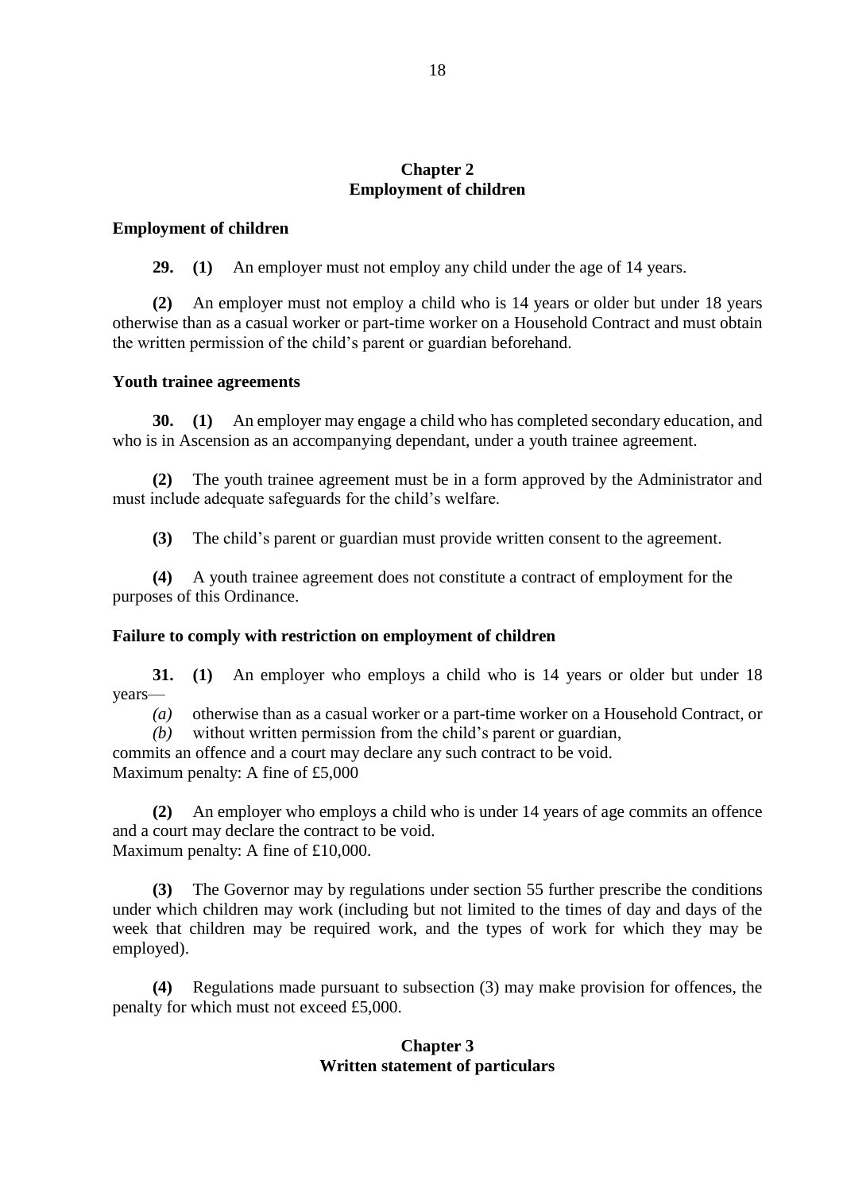## Chapter 2
## Employment of children

### Employment of children

**29. (1)** An employer must not employ any child under the age of 14 years.

**(2)** An employer must not employ a child who is 14 years or older but under 18 years otherwise than as a casual worker or part-time worker on a Household Contract and must obtain the written permission of the child's parent or guardian beforehand.

### Youth trainee agreements

**30. (1)** An employer may engage a child who has completed secondary education, and who is in Ascension as an accompanying dependant, under a youth trainee agreement.

**(2)** The youth trainee agreement must be in a form approved by the Administrator and must include adequate safeguards for the child's welfare.

**(3)** The child's parent or guardian must provide written consent to the agreement.

**(4)** A youth trainee agreement does not constitute a contract of employment for the purposes of this Ordinance.

### Failure to comply with restriction on employment of children

**31. (1)** An employer who employs a child who is 14 years or older but under 18 years—

*(a)* otherwise than as a casual worker or a part-time worker on a Household Contract, or

*(b)* without written permission from the child's parent or guardian,

commits an offence and a court may declare any such contract to be void.
Maximum penalty: A fine of £5,000

**(2)** An employer who employs a child who is under 14 years of age commits an offence and a court may declare the contract to be void.
Maximum penalty: A fine of £10,000.

**(3)** The Governor may by regulations under section 55 further prescribe the conditions under which children may work (including but not limited to the times of day and days of the week that children may be required work, and the types of work for which they may be employed).

**(4)** Regulations made pursuant to subsection (3) may make provision for offences, the penalty for which must not exceed £5,000.

## Chapter 3
## Written statement of particulars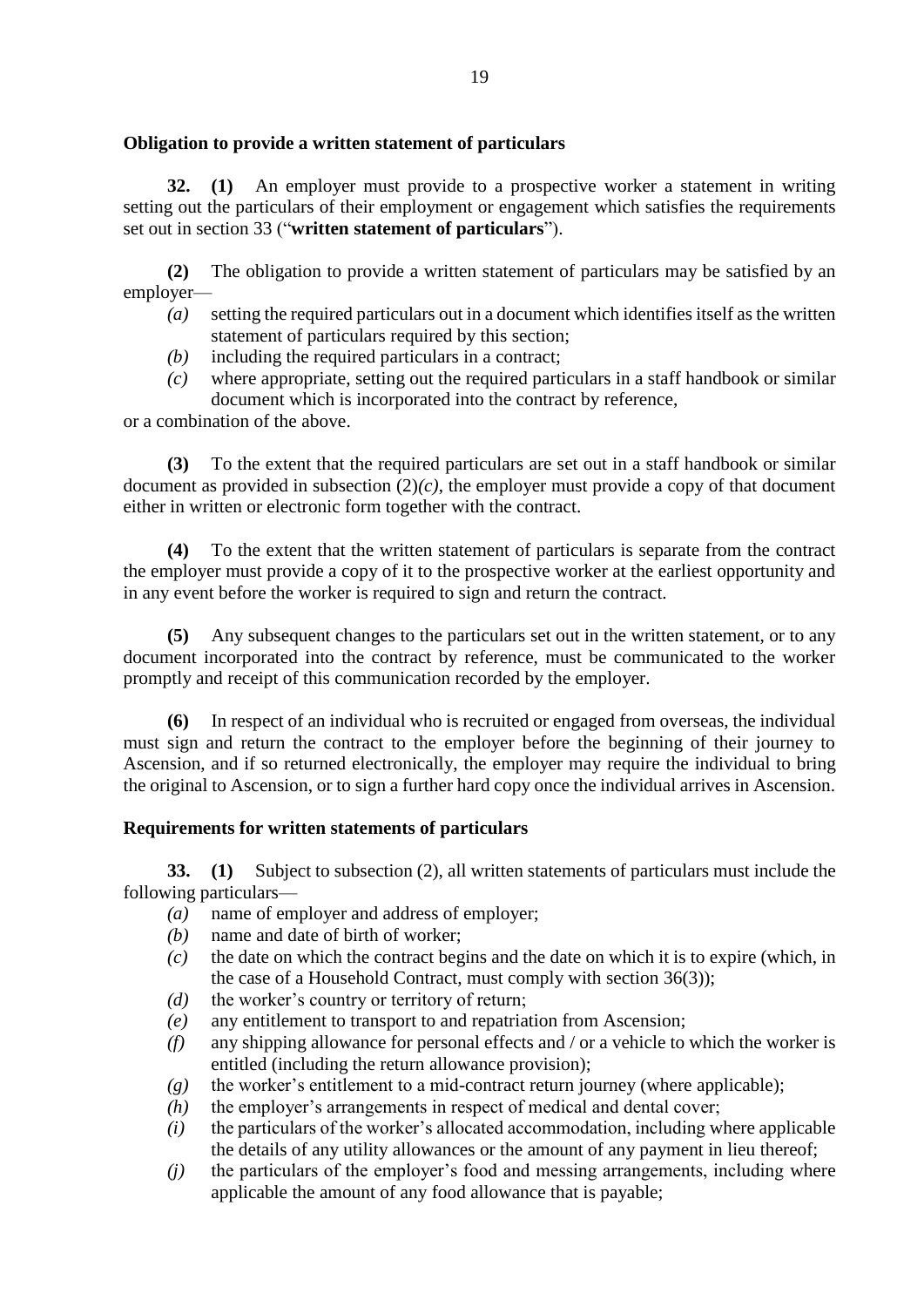### Obligation to provide a written statement of particulars

**32. (1)** An employer must provide to a prospective worker a statement in writing setting out the particulars of their employment or engagement which satisfies the requirements set out in section 33 ("**written statement of particulars**").

**(2)** The obligation to provide a written statement of particulars may be satisfied by an employer—

- *(a)* setting the required particulars out in a document which identifies itself as the written statement of particulars required by this section;
- *(b)* including the required particulars in a contract;
- *(c)* where appropriate, setting out the required particulars in a staff handbook or similar document which is incorporated into the contract by reference,

or a combination of the above.

**(3)** To the extent that the required particulars are set out in a staff handbook or similar document as provided in subsection (2)*(c)*, the employer must provide a copy of that document either in written or electronic form together with the contract.

**(4)** To the extent that the written statement of particulars is separate from the contract the employer must provide a copy of it to the prospective worker at the earliest opportunity and in any event before the worker is required to sign and return the contract.

**(5)** Any subsequent changes to the particulars set out in the written statement, or to any document incorporated into the contract by reference, must be communicated to the worker promptly and receipt of this communication recorded by the employer.

**(6)** In respect of an individual who is recruited or engaged from overseas, the individual must sign and return the contract to the employer before the beginning of their journey to Ascension, and if so returned electronically, the employer may require the individual to bring the original to Ascension, or to sign a further hard copy once the individual arrives in Ascension.

### Requirements for written statements of particulars

**33. (1)** Subject to subsection (2), all written statements of particulars must include the following particulars—

- *(a)* name of employer and address of employer;
- *(b)* name and date of birth of worker;
- *(c)* the date on which the contract begins and the date on which it is to expire (which, in the case of a Household Contract, must comply with section 36(3));
- *(d)* the worker's country or territory of return;
- *(e)* any entitlement to transport to and repatriation from Ascension;
- *(f)* any shipping allowance for personal effects and / or a vehicle to which the worker is entitled (including the return allowance provision);
- *(g)* the worker's entitlement to a mid-contract return journey (where applicable);
- *(h)* the employer's arrangements in respect of medical and dental cover;
- *(i)* the particulars of the worker's allocated accommodation, including where applicable the details of any utility allowances or the amount of any payment in lieu thereof;
- *(j)* the particulars of the employer's food and messing arrangements, including where applicable the amount of any food allowance that is payable;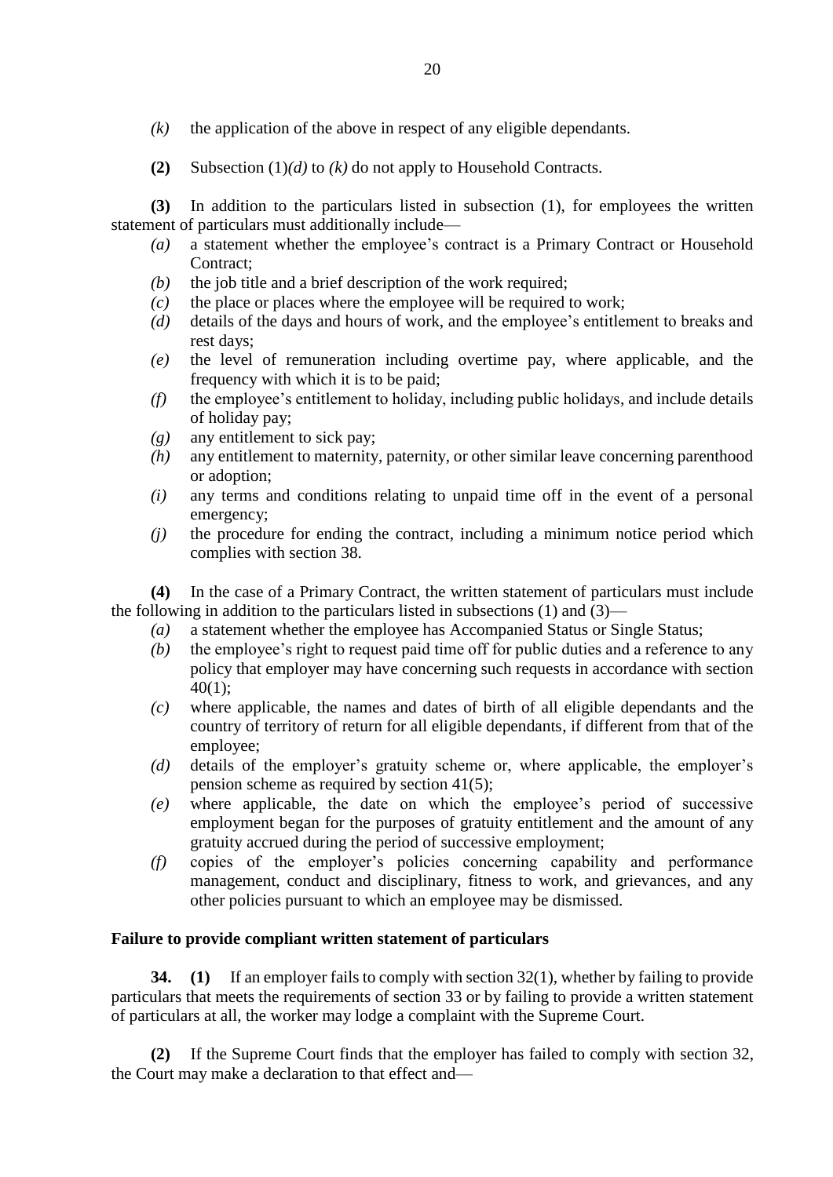*(k)* the application of the above in respect of any eligible dependants.

**(2)** Subsection (1)*(d)* to *(k)* do not apply to Household Contracts.

**(3)** In addition to the particulars listed in subsection (1), for employees the written statement of particulars must additionally include—

- *(a)* a statement whether the employee's contract is a Primary Contract or Household Contract;
- *(b)* the job title and a brief description of the work required;
- *(c)* the place or places where the employee will be required to work;
- *(d)* details of the days and hours of work, and the employee's entitlement to breaks and rest days;
- *(e)* the level of remuneration including overtime pay, where applicable, and the frequency with which it is to be paid;
- *(f)* the employee's entitlement to holiday, including public holidays, and include details of holiday pay;
- *(g)* any entitlement to sick pay;
- *(h)* any entitlement to maternity, paternity, or other similar leave concerning parenthood or adoption;
- *(i)* any terms and conditions relating to unpaid time off in the event of a personal emergency;
- *(j)* the procedure for ending the contract, including a minimum notice period which complies with section 38.

**(4)** In the case of a Primary Contract, the written statement of particulars must include the following in addition to the particulars listed in subsections (1) and (3)—

- *(a)* a statement whether the employee has Accompanied Status or Single Status;
- *(b)* the employee's right to request paid time off for public duties and a reference to any policy that employer may have concerning such requests in accordance with section 40(1);
- *(c)* where applicable, the names and dates of birth of all eligible dependants and the country of territory of return for all eligible dependants, if different from that of the employee;
- *(d)* details of the employer's gratuity scheme or, where applicable, the employer's pension scheme as required by section 41(5);
- *(e)* where applicable, the date on which the employee's period of successive employment began for the purposes of gratuity entitlement and the amount of any gratuity accrued during the period of successive employment;
- *(f)* copies of the employer's policies concerning capability and performance management, conduct and disciplinary, fitness to work, and grievances, and any other policies pursuant to which an employee may be dismissed.

**Failure to provide compliant written statement of particulars**

**34.** **(1)** If an employer fails to comply with section 32(1), whether by failing to provide particulars that meets the requirements of section 33 or by failing to provide a written statement of particulars at all, the worker may lodge a complaint with the Supreme Court.

**(2)** If the Supreme Court finds that the employer has failed to comply with section 32, the Court may make a declaration to that effect and—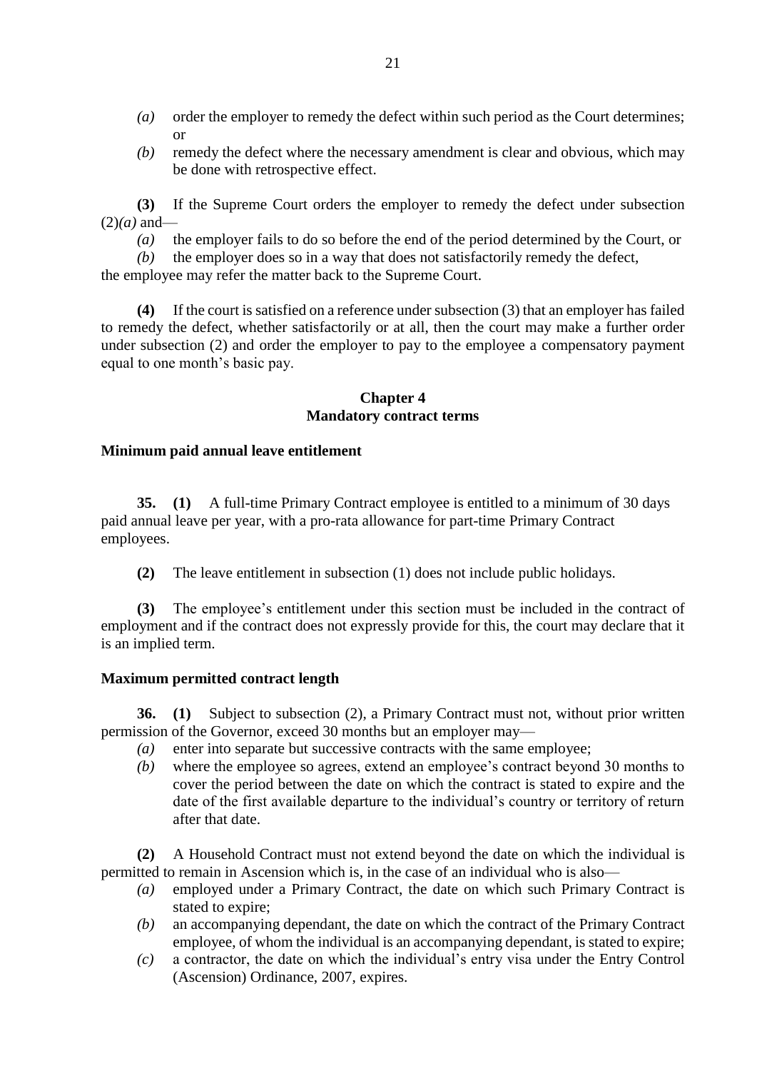*(a)* order the employer to remedy the defect within such period as the Court determines; or

*(b)* remedy the defect where the necessary amendment is clear and obvious, which may be done with retrospective effect.

**(3)** If the Supreme Court orders the employer to remedy the defect under subsection (2)*(a)* and—

*(a)* the employer fails to do so before the end of the period determined by the Court, or

*(b)* the employer does so in a way that does not satisfactorily remedy the defect,

the employee may refer the matter back to the Supreme Court.

**(4)** If the court is satisfied on a reference under subsection (3) that an employer has failed to remedy the defect, whether satisfactorily or at all, then the court may make a further order under subsection (2) and order the employer to pay to the employee a compensatory payment equal to one month's basic pay.

## Chapter 4
## Mandatory contract terms

### Minimum paid annual leave entitlement

**35.** **(1)** A full-time Primary Contract employee is entitled to a minimum of 30 days paid annual leave per year, with a pro-rata allowance for part-time Primary Contract employees.

**(2)** The leave entitlement in subsection (1) does not include public holidays.

**(3)** The employee's entitlement under this section must be included in the contract of employment and if the contract does not expressly provide for this, the court may declare that it is an implied term.

### Maximum permitted contract length

**36.** **(1)** Subject to subsection (2), a Primary Contract must not, without prior written permission of the Governor, exceed 30 months but an employer may—

*(a)* enter into separate but successive contracts with the same employee;

*(b)* where the employee so agrees, extend an employee's contract beyond 30 months to cover the period between the date on which the contract is stated to expire and the date of the first available departure to the individual's country or territory of return after that date.

**(2)** A Household Contract must not extend beyond the date on which the individual is permitted to remain in Ascension which is, in the case of an individual who is also—

*(a)* employed under a Primary Contract, the date on which such Primary Contract is stated to expire;

*(b)* an accompanying dependant, the date on which the contract of the Primary Contract employee, of whom the individual is an accompanying dependant, is stated to expire;

*(c)* a contractor, the date on which the individual's entry visa under the Entry Control (Ascension) Ordinance, 2007, expires.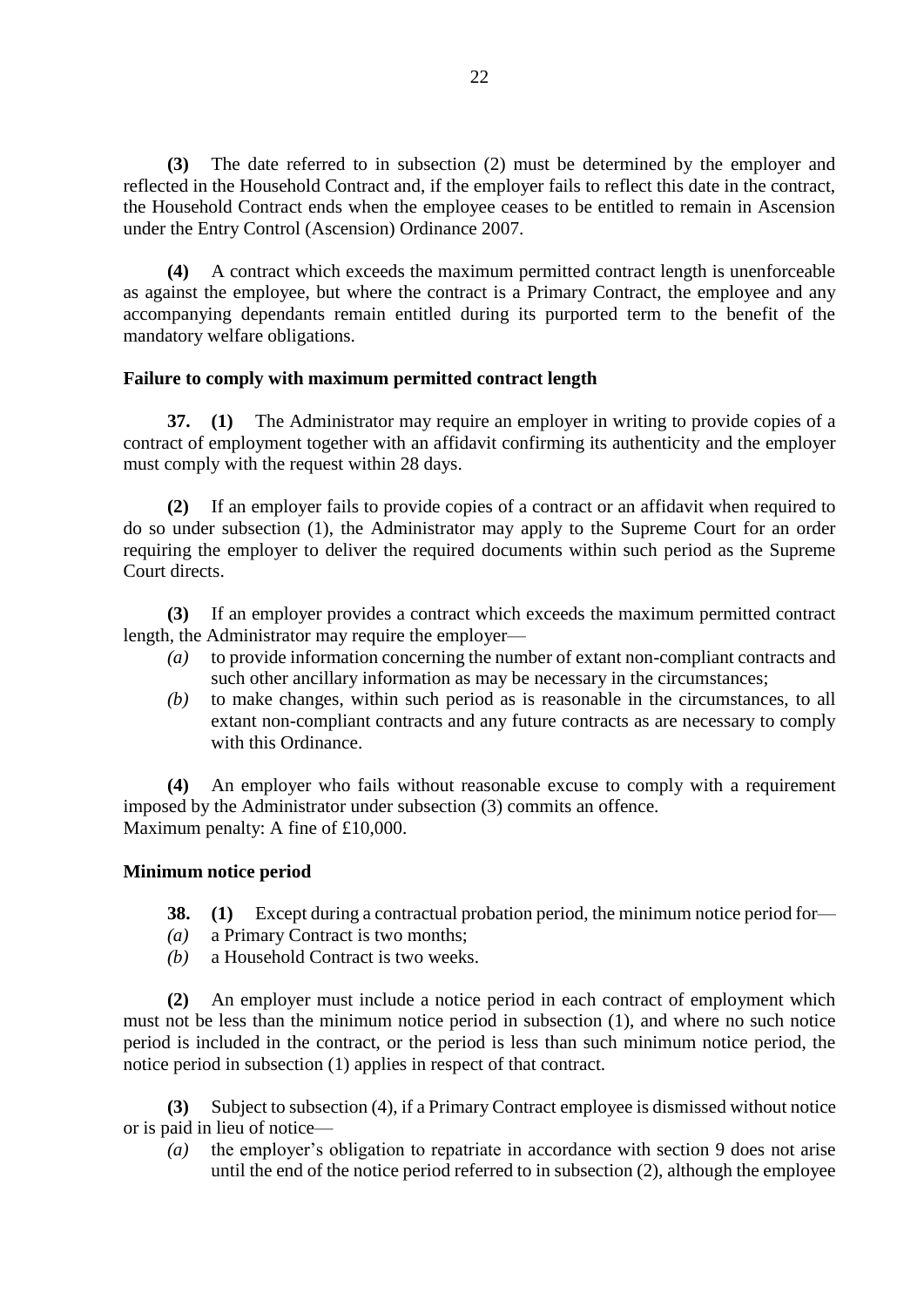**(3)** The date referred to in subsection (2) must be determined by the employer and reflected in the Household Contract and, if the employer fails to reflect this date in the contract, the Household Contract ends when the employee ceases to be entitled to remain in Ascension under the Entry Control (Ascension) Ordinance 2007.

**(4)** A contract which exceeds the maximum permitted contract length is unenforceable as against the employee, but where the contract is a Primary Contract, the employee and any accompanying dependants remain entitled during its purported term to the benefit of the mandatory welfare obligations.

### Failure to comply with maximum permitted contract length

**37. (1)** The Administrator may require an employer in writing to provide copies of a contract of employment together with an affidavit confirming its authenticity and the employer must comply with the request within 28 days.

**(2)** If an employer fails to provide copies of a contract or an affidavit when required to do so under subsection (1), the Administrator may apply to the Supreme Court for an order requiring the employer to deliver the required documents within such period as the Supreme Court directs.

**(3)** If an employer provides a contract which exceeds the maximum permitted contract length, the Administrator may require the employer—

*(a)* to provide information concerning the number of extant non-compliant contracts and such other ancillary information as may be necessary in the circumstances;

*(b)* to make changes, within such period as is reasonable in the circumstances, to all extant non-compliant contracts and any future contracts as are necessary to comply with this Ordinance.

**(4)** An employer who fails without reasonable excuse to comply with a requirement imposed by the Administrator under subsection (3) commits an offence.
Maximum penalty: A fine of £10,000.

### Minimum notice period

**38. (1)** Except during a contractual probation period, the minimum notice period for—

*(a)* a Primary Contract is two months;

*(b)* a Household Contract is two weeks.

**(2)** An employer must include a notice period in each contract of employment which must not be less than the minimum notice period in subsection (1), and where no such notice period is included in the contract, or the period is less than such minimum notice period, the notice period in subsection (1) applies in respect of that contract.

**(3)** Subject to subsection (4), if a Primary Contract employee is dismissed without notice or is paid in lieu of notice—

*(a)* the employer's obligation to repatriate in accordance with section 9 does not arise until the end of the notice period referred to in subsection (2), although the employee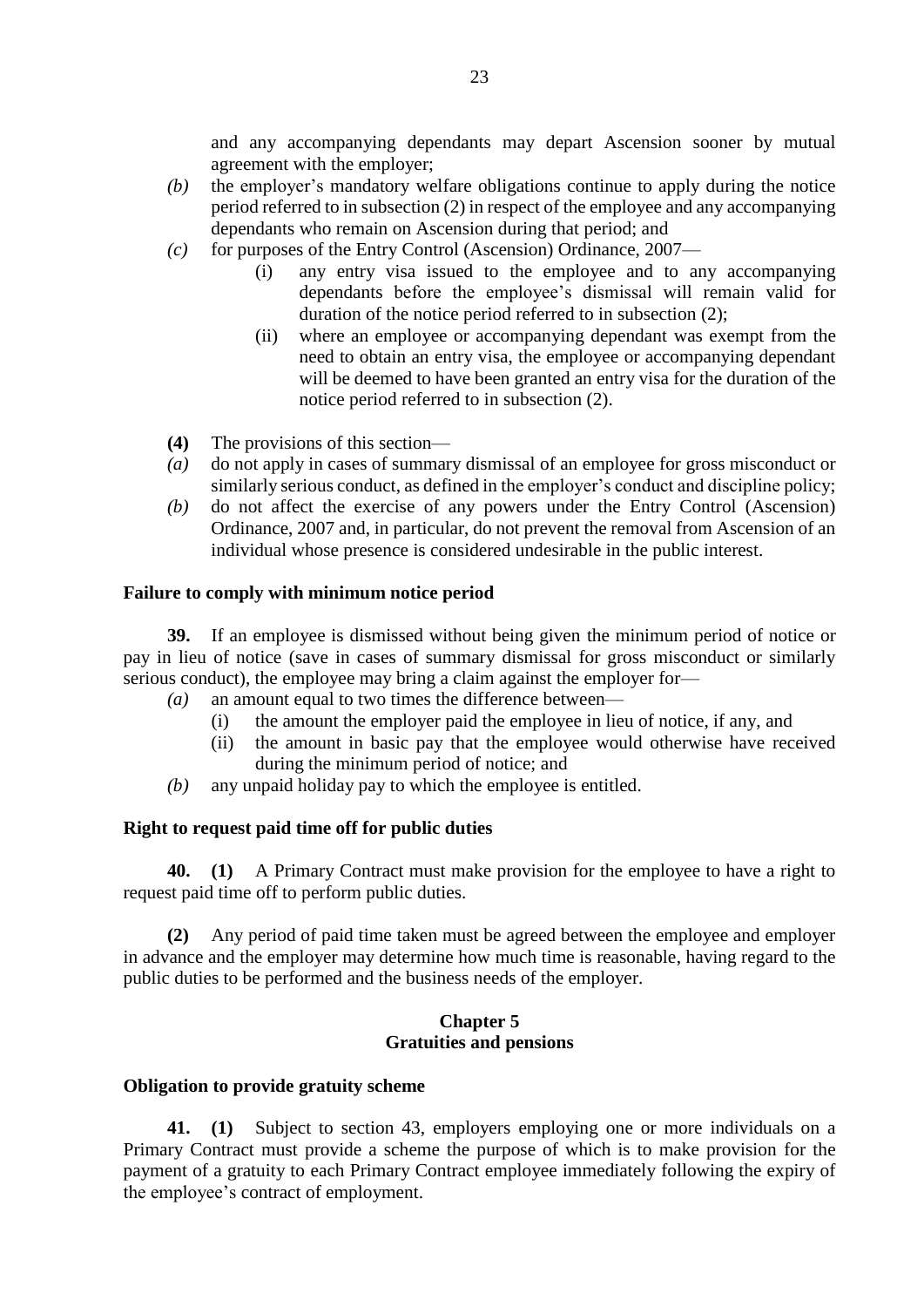and any accompanying dependants may depart Ascension sooner by mutual agreement with the employer;

*(b)* the employer's mandatory welfare obligations continue to apply during the notice period referred to in subsection (2) in respect of the employee and any accompanying dependants who remain on Ascension during that period; and

*(c)* for purposes of the Entry Control (Ascension) Ordinance, 2007—

(i) any entry visa issued to the employee and to any accompanying dependants before the employee's dismissal will remain valid for duration of the notice period referred to in subsection (2);

(ii) where an employee or accompanying dependant was exempt from the need to obtain an entry visa, the employee or accompanying dependant will be deemed to have been granted an entry visa for the duration of the notice period referred to in subsection (2).

**(4)** The provisions of this section—

*(a)* do not apply in cases of summary dismissal of an employee for gross misconduct or similarly serious conduct, as defined in the employer's conduct and discipline policy;

*(b)* do not affect the exercise of any powers under the Entry Control (Ascension) Ordinance, 2007 and, in particular, do not prevent the removal from Ascension of an individual whose presence is considered undesirable in the public interest.

**Failure to comply with minimum notice period**

**39.** If an employee is dismissed without being given the minimum period of notice or pay in lieu of notice (save in cases of summary dismissal for gross misconduct or similarly serious conduct), the employee may bring a claim against the employer for—

*(a)* an amount equal to two times the difference between—

(i) the amount the employer paid the employee in lieu of notice, if any, and

(ii) the amount in basic pay that the employee would otherwise have received during the minimum period of notice; and

*(b)* any unpaid holiday pay to which the employee is entitled.

**Right to request paid time off for public duties**

**40. (1)** A Primary Contract must make provision for the employee to have a right to request paid time off to perform public duties.

**(2)** Any period of paid time taken must be agreed between the employee and employer in advance and the employer may determine how much time is reasonable, having regard to the public duties to be performed and the business needs of the employer.

## Chapter 5
## Gratuities and pensions

**Obligation to provide gratuity scheme**

**41. (1)** Subject to section 43, employers employing one or more individuals on a Primary Contract must provide a scheme the purpose of which is to make provision for the payment of a gratuity to each Primary Contract employee immediately following the expiry of the employee's contract of employment.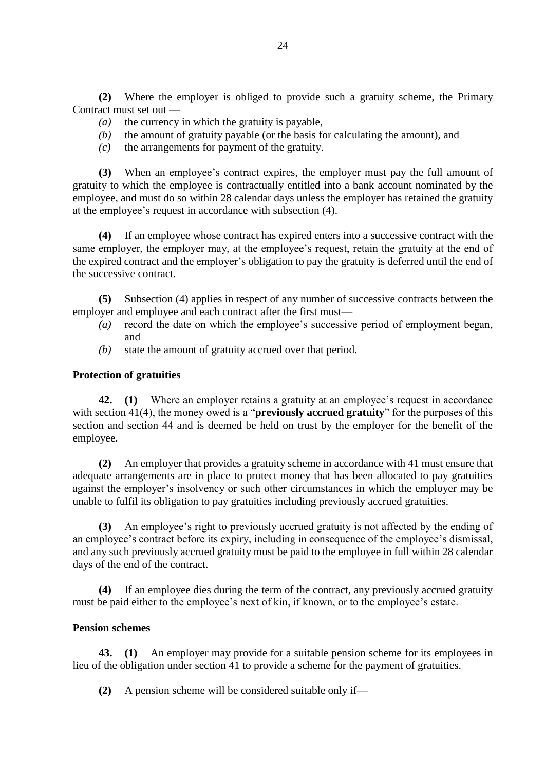**(2)** Where the employer is obliged to provide such a gratuity scheme, the Primary Contract must set out —

*(a)* the currency in which the gratuity is payable,

*(b)* the amount of gratuity payable (or the basis for calculating the amount), and

*(c)* the arrangements for payment of the gratuity.

**(3)** When an employee's contract expires, the employer must pay the full amount of gratuity to which the employee is contractually entitled into a bank account nominated by the employee, and must do so within 28 calendar days unless the employer has retained the gratuity at the employee's request in accordance with subsection (4).

**(4)** If an employee whose contract has expired enters into a successive contract with the same employer, the employer may, at the employee's request, retain the gratuity at the end of the expired contract and the employer's obligation to pay the gratuity is deferred until the end of the successive contract.

**(5)** Subsection (4) applies in respect of any number of successive contracts between the employer and employee and each contract after the first must—

*(a)* record the date on which the employee's successive period of employment began, and

*(b)* state the amount of gratuity accrued over that period.

**Protection of gratuities**

**42. (1)** Where an employer retains a gratuity at an employee's request in accordance with section 41(4), the money owed is a "**previously accrued gratuity**" for the purposes of this section and section 44 and is deemed be held on trust by the employer for the benefit of the employee.

**(2)** An employer that provides a gratuity scheme in accordance with 41 must ensure that adequate arrangements are in place to protect money that has been allocated to pay gratuities against the employer's insolvency or such other circumstances in which the employer may be unable to fulfil its obligation to pay gratuities including previously accrued gratuities.

**(3)** An employee's right to previously accrued gratuity is not affected by the ending of an employee's contract before its expiry, including in consequence of the employee's dismissal, and any such previously accrued gratuity must be paid to the employee in full within 28 calendar days of the end of the contract.

**(4)** If an employee dies during the term of the contract, any previously accrued gratuity must be paid either to the employee's next of kin, if known, or to the employee's estate.

**Pension schemes**

**43. (1)** An employer may provide for a suitable pension scheme for its employees in lieu of the obligation under section 41 to provide a scheme for the payment of gratuities.

**(2)** A pension scheme will be considered suitable only if—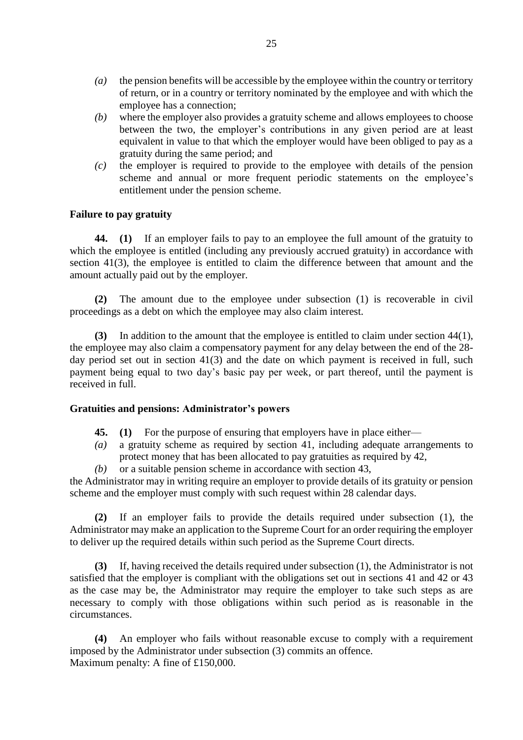*(a)* the pension benefits will be accessible by the employee within the country or territory of return, or in a country or territory nominated by the employee and with which the employee has a connection;

*(b)* where the employer also provides a gratuity scheme and allows employees to choose between the two, the employer's contributions in any given period are at least equivalent in value to that which the employer would have been obliged to pay as a gratuity during the same period; and

*(c)* the employer is required to provide to the employee with details of the pension scheme and annual or more frequent periodic statements on the employee's entitlement under the pension scheme.

**Failure to pay gratuity**

**44.** **(1)** If an employer fails to pay to an employee the full amount of the gratuity to which the employee is entitled (including any previously accrued gratuity) in accordance with section 41(3), the employee is entitled to claim the difference between that amount and the amount actually paid out by the employer.

**(2)** The amount due to the employee under subsection (1) is recoverable in civil proceedings as a debt on which the employee may also claim interest.

**(3)** In addition to the amount that the employee is entitled to claim under section 44(1), the employee may also claim a compensatory payment for any delay between the end of the 28-day period set out in section 41(3) and the date on which payment is received in full, such payment being equal to two day's basic pay per week, or part thereof, until the payment is received in full.

**Gratuities and pensions: Administrator's powers**

**45.** **(1)** For the purpose of ensuring that employers have in place either—

*(a)* a gratuity scheme as required by section 41, including adequate arrangements to protect money that has been allocated to pay gratuities as required by 42,

*(b)* or a suitable pension scheme in accordance with section 43,

the Administrator may in writing require an employer to provide details of its gratuity or pension scheme and the employer must comply with such request within 28 calendar days.

**(2)** If an employer fails to provide the details required under subsection (1), the Administrator may make an application to the Supreme Court for an order requiring the employer to deliver up the required details within such period as the Supreme Court directs.

**(3)** If, having received the details required under subsection (1), the Administrator is not satisfied that the employer is compliant with the obligations set out in sections 41 and 42 or 43 as the case may be, the Administrator may require the employer to take such steps as are necessary to comply with those obligations within such period as is reasonable in the circumstances.

**(4)** An employer who fails without reasonable excuse to comply with a requirement imposed by the Administrator under subsection (3) commits an offence.
Maximum penalty: A fine of £150,000.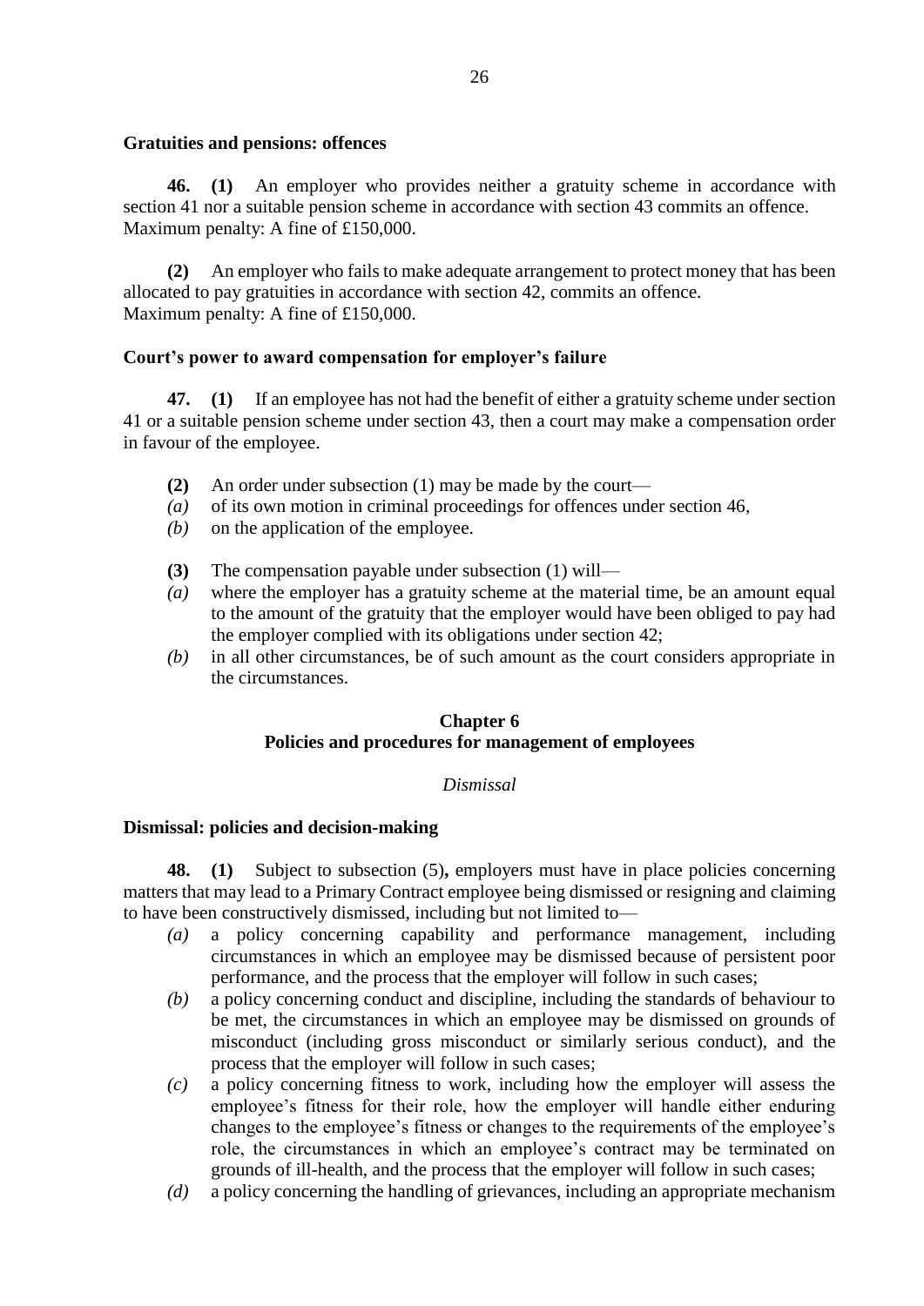### Gratuities and pensions: offences

**46. (1)** An employer who provides neither a gratuity scheme in accordance with section 41 nor a suitable pension scheme in accordance with section 43 commits an offence.
Maximum penalty: A fine of £150,000.

**(2)** An employer who fails to make adequate arrangement to protect money that has been allocated to pay gratuities in accordance with section 42, commits an offence.
Maximum penalty: A fine of £150,000.

### Court's power to award compensation for employer's failure

**47. (1)** If an employee has not had the benefit of either a gratuity scheme under section 41 or a suitable pension scheme under section 43, then a court may make a compensation order in favour of the employee.

**(2)** An order under subsection (1) may be made by the court—

*(a)* of its own motion in criminal proceedings for offences under section 46,

*(b)* on the application of the employee.

**(3)** The compensation payable under subsection (1) will—

*(a)* where the employer has a gratuity scheme at the material time, be an amount equal to the amount of the gratuity that the employer would have been obliged to pay had the employer complied with its obligations under section 42;

*(b)* in all other circumstances, be of such amount as the court considers appropriate in the circumstances.

## Chapter 6
## Policies and procedures for management of employees

*Dismissal*

### Dismissal: policies and decision-making

**48. (1)** Subject to subsection (5)**,** employers must have in place policies concerning matters that may lead to a Primary Contract employee being dismissed or resigning and claiming to have been constructively dismissed, including but not limited to—

*(a)* a policy concerning capability and performance management, including circumstances in which an employee may be dismissed because of persistent poor performance, and the process that the employer will follow in such cases;

*(b)* a policy concerning conduct and discipline, including the standards of behaviour to be met, the circumstances in which an employee may be dismissed on grounds of misconduct (including gross misconduct or similarly serious conduct), and the process that the employer will follow in such cases;

*(c)* a policy concerning fitness to work, including how the employer will assess the employee's fitness for their role, how the employer will handle either enduring changes to the employee's fitness or changes to the requirements of the employee's role, the circumstances in which an employee's contract may be terminated on grounds of ill-health, and the process that the employer will follow in such cases;

*(d)* a policy concerning the handling of grievances, including an appropriate mechanism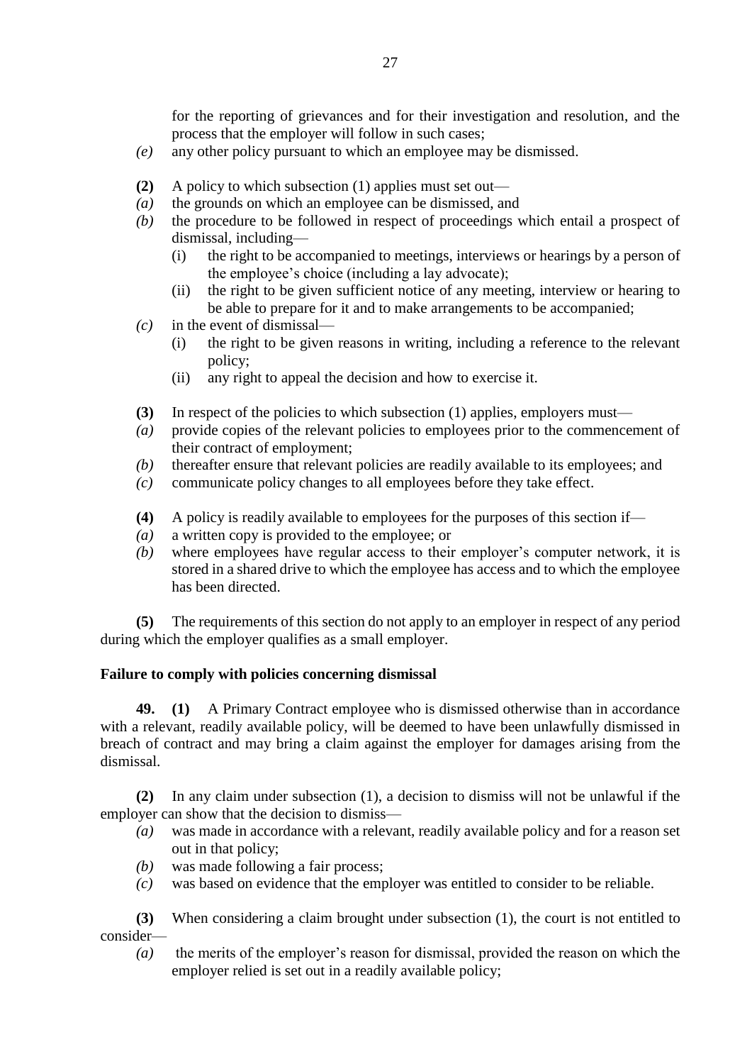for the reporting of grievances and for their investigation and resolution, and the process that the employer will follow in such cases;

*(e)* any other policy pursuant to which an employee may be dismissed.

**(2)** A policy to which subsection (1) applies must set out—

*(a)* the grounds on which an employee can be dismissed, and

*(b)* the procedure to be followed in respect of proceedings which entail a prospect of dismissal, including—

- (i) the right to be accompanied to meetings, interviews or hearings by a person of the employee's choice (including a lay advocate);
- (ii) the right to be given sufficient notice of any meeting, interview or hearing to be able to prepare for it and to make arrangements to be accompanied;

*(c)* in the event of dismissal—

- (i) the right to be given reasons in writing, including a reference to the relevant policy;
- (ii) any right to appeal the decision and how to exercise it.

**(3)** In respect of the policies to which subsection (1) applies, employers must—

*(a)* provide copies of the relevant policies to employees prior to the commencement of their contract of employment;

*(b)* thereafter ensure that relevant policies are readily available to its employees; and

*(c)* communicate policy changes to all employees before they take effect.

**(4)** A policy is readily available to employees for the purposes of this section if—

*(a)* a written copy is provided to the employee; or

*(b)* where employees have regular access to their employer's computer network, it is stored in a shared drive to which the employee has access and to which the employee has been directed.

**(5)** The requirements of this section do not apply to an employer in respect of any period during which the employer qualifies as a small employer.

**Failure to comply with policies concerning dismissal**

**49. (1)** A Primary Contract employee who is dismissed otherwise than in accordance with a relevant, readily available policy, will be deemed to have been unlawfully dismissed in breach of contract and may bring a claim against the employer for damages arising from the dismissal.

**(2)** In any claim under subsection (1), a decision to dismiss will not be unlawful if the employer can show that the decision to dismiss—

*(a)* was made in accordance with a relevant, readily available policy and for a reason set out in that policy;

*(b)* was made following a fair process;

*(c)* was based on evidence that the employer was entitled to consider to be reliable.

**(3)** When considering a claim brought under subsection (1), the court is not entitled to consider—

*(a)* the merits of the employer's reason for dismissal, provided the reason on which the employer relied is set out in a readily available policy;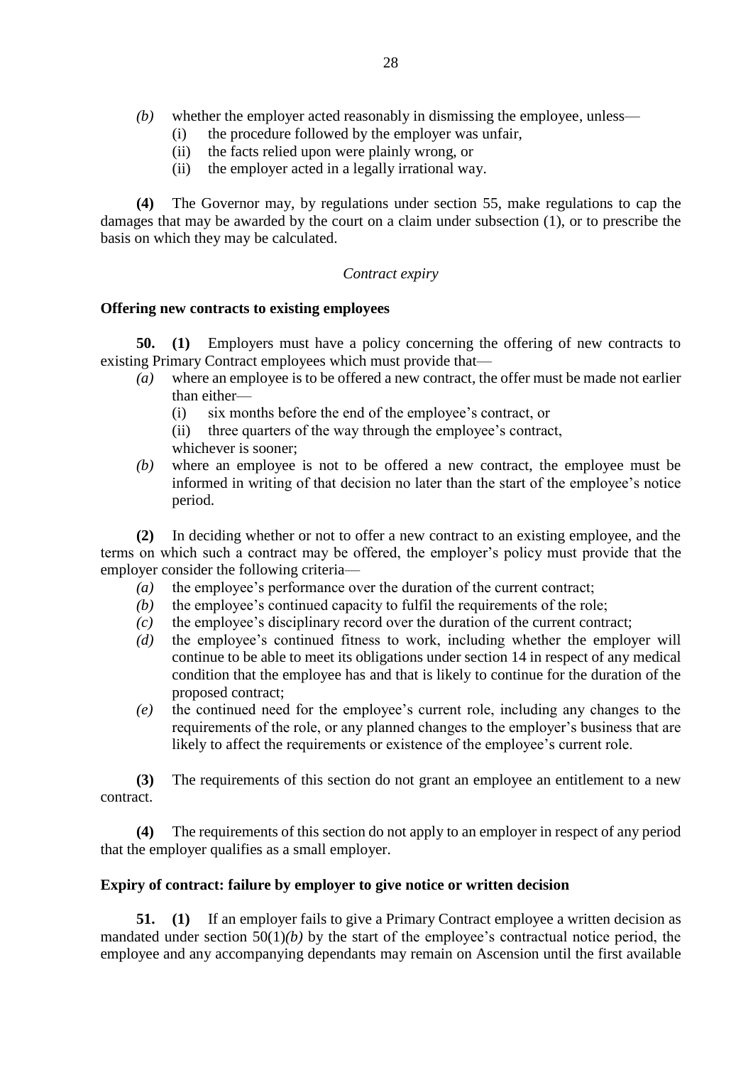*(b)* whether the employer acted reasonably in dismissing the employee, unless—
   (i) the procedure followed by the employer was unfair,
   (ii) the facts relied upon were plainly wrong, or
   (ii) the employer acted in a legally irrational way.

**(4)** The Governor may, by regulations under section 55, make regulations to cap the damages that may be awarded by the court on a claim under subsection (1), or to prescribe the basis on which they may be calculated.

*Contract expiry*

**Offering new contracts to existing employees**

**50. (1)** Employers must have a policy concerning the offering of new contracts to existing Primary Contract employees which must provide that—

*(a)* where an employee is to be offered a new contract, the offer must be made not earlier than either—
   (i) six months before the end of the employee's contract, or
   (ii) three quarters of the way through the employee's contract,
   whichever is sooner;

*(b)* where an employee is not to be offered a new contract, the employee must be informed in writing of that decision no later than the start of the employee's notice period.

**(2)** In deciding whether or not to offer a new contract to an existing employee, and the terms on which such a contract may be offered, the employer's policy must provide that the employer consider the following criteria—

*(a)* the employee's performance over the duration of the current contract;

*(b)* the employee's continued capacity to fulfil the requirements of the role;

*(c)* the employee's disciplinary record over the duration of the current contract;

*(d)* the employee's continued fitness to work, including whether the employer will continue to be able to meet its obligations under section 14 in respect of any medical condition that the employee has and that is likely to continue for the duration of the proposed contract;

*(e)* the continued need for the employee's current role, including any changes to the requirements of the role, or any planned changes to the employer's business that are likely to affect the requirements or existence of the employee's current role.

**(3)** The requirements of this section do not grant an employee an entitlement to a new contract.

**(4)** The requirements of this section do not apply to an employer in respect of any period that the employer qualifies as a small employer.

**Expiry of contract: failure by employer to give notice or written decision**

**51. (1)** If an employer fails to give a Primary Contract employee a written decision as mandated under section 50(1)*(b)* by the start of the employee's contractual notice period, the employee and any accompanying dependants may remain on Ascension until the first available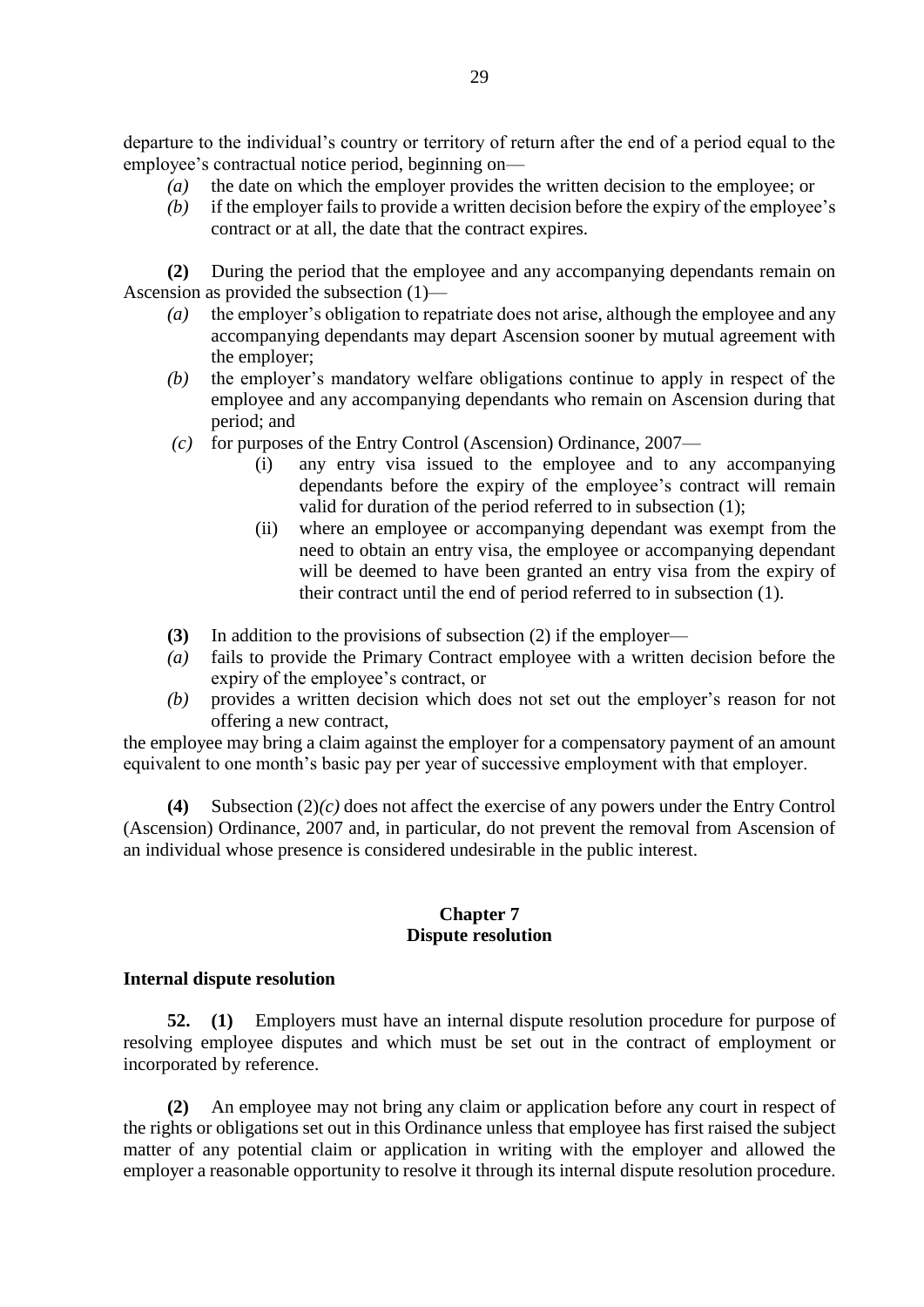departure to the individual's country or territory of return after the end of a period equal to the employee's contractual notice period, beginning on—

*(a)* the date on which the employer provides the written decision to the employee; or

*(b)* if the employer fails to provide a written decision before the expiry of the employee's contract or at all, the date that the contract expires.

**(2)** During the period that the employee and any accompanying dependants remain on Ascension as provided the subsection (1)—

*(a)* the employer's obligation to repatriate does not arise, although the employee and any accompanying dependants may depart Ascension sooner by mutual agreement with the employer;

*(b)* the employer's mandatory welfare obligations continue to apply in respect of the employee and any accompanying dependants who remain on Ascension during that period; and

*(c)* for purposes of the Entry Control (Ascension) Ordinance, 2007—

(i) any entry visa issued to the employee and to any accompanying dependants before the expiry of the employee's contract will remain valid for duration of the period referred to in subsection (1);

(ii) where an employee or accompanying dependant was exempt from the need to obtain an entry visa, the employee or accompanying dependant will be deemed to have been granted an entry visa from the expiry of their contract until the end of period referred to in subsection (1).

**(3)** In addition to the provisions of subsection (2) if the employer—

*(a)* fails to provide the Primary Contract employee with a written decision before the expiry of the employee's contract, or

*(b)* provides a written decision which does not set out the employer's reason for not offering a new contract,

the employee may bring a claim against the employer for a compensatory payment of an amount equivalent to one month's basic pay per year of successive employment with that employer.

**(4)** Subsection (2)*(c)* does not affect the exercise of any powers under the Entry Control (Ascension) Ordinance, 2007 and, in particular, do not prevent the removal from Ascension of an individual whose presence is considered undesirable in the public interest.

## Chapter 7
## Dispute resolution

### Internal dispute resolution

**52. (1)** Employers must have an internal dispute resolution procedure for purpose of resolving employee disputes and which must be set out in the contract of employment or incorporated by reference.

**(2)** An employee may not bring any claim or application before any court in respect of the rights or obligations set out in this Ordinance unless that employee has first raised the subject matter of any potential claim or application in writing with the employer and allowed the employer a reasonable opportunity to resolve it through its internal dispute resolution procedure.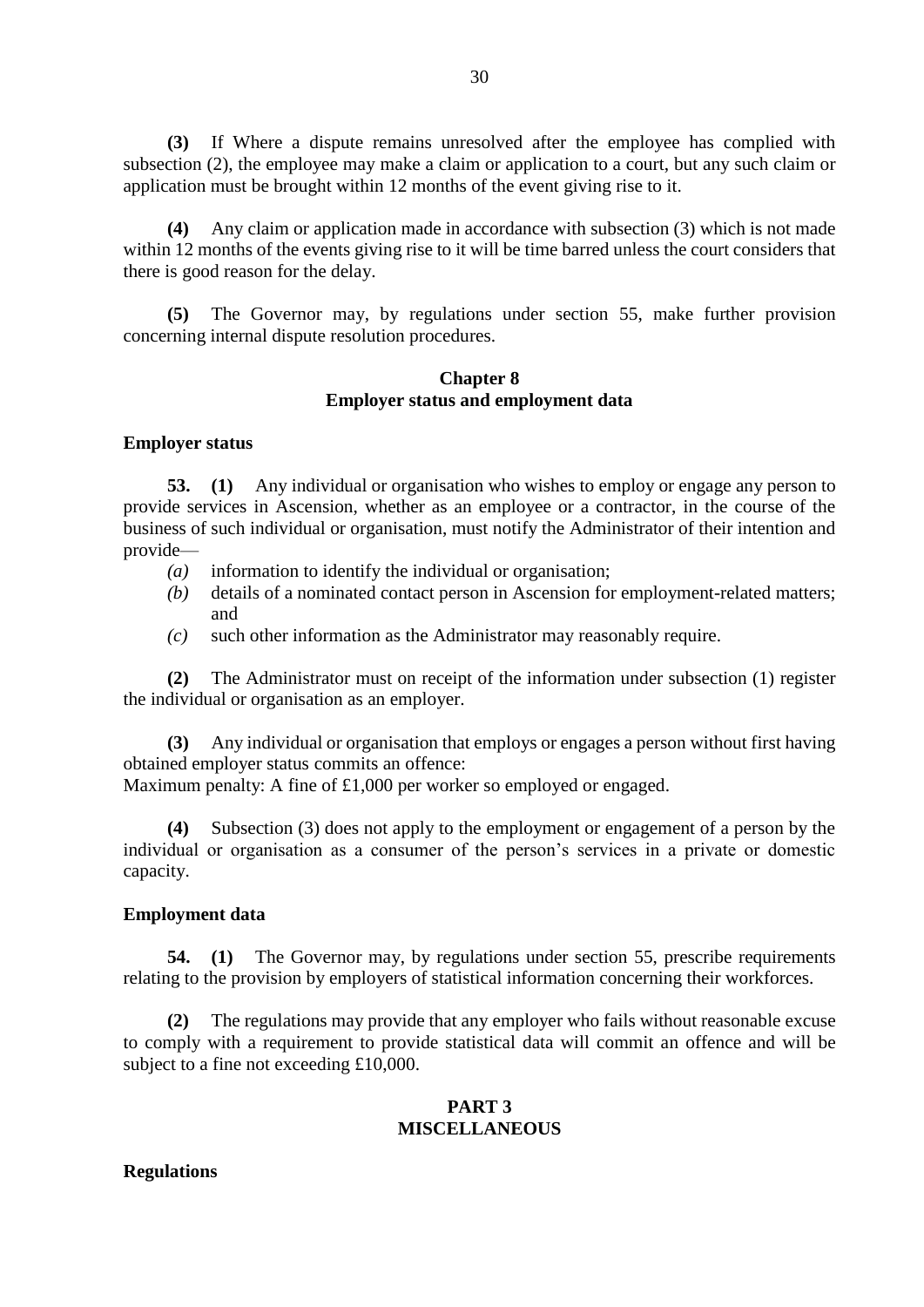**(3)** If Where a dispute remains unresolved after the employee has complied with subsection (2), the employee may make a claim or application to a court, but any such claim or application must be brought within 12 months of the event giving rise to it.

**(4)** Any claim or application made in accordance with subsection (3) which is not made within 12 months of the events giving rise to it will be time barred unless the court considers that there is good reason for the delay.

**(5)** The Governor may, by regulations under section 55, make further provision concerning internal dispute resolution procedures.

## Chapter 8
## Employer status and employment data

### Employer status

**53. (1)** Any individual or organisation who wishes to employ or engage any person to provide services in Ascension, whether as an employee or a contractor, in the course of the business of such individual or organisation, must notify the Administrator of their intention and provide—

*(a)* information to identify the individual or organisation;

*(b)* details of a nominated contact person in Ascension for employment-related matters; and

*(c)* such other information as the Administrator may reasonably require.

**(2)** The Administrator must on receipt of the information under subsection (1) register the individual or organisation as an employer.

**(3)** Any individual or organisation that employs or engages a person without first having obtained employer status commits an offence:
Maximum penalty: A fine of £1,000 per worker so employed or engaged.

**(4)** Subsection (3) does not apply to the employment or engagement of a person by the individual or organisation as a consumer of the person's services in a private or domestic capacity.

### Employment data

**54. (1)** The Governor may, by regulations under section 55, prescribe requirements relating to the provision by employers of statistical information concerning their workforces.

**(2)** The regulations may provide that any employer who fails without reasonable excuse to comply with a requirement to provide statistical data will commit an offence and will be subject to a fine not exceeding £10,000.

## PART 3
## MISCELLANEOUS

### Regulations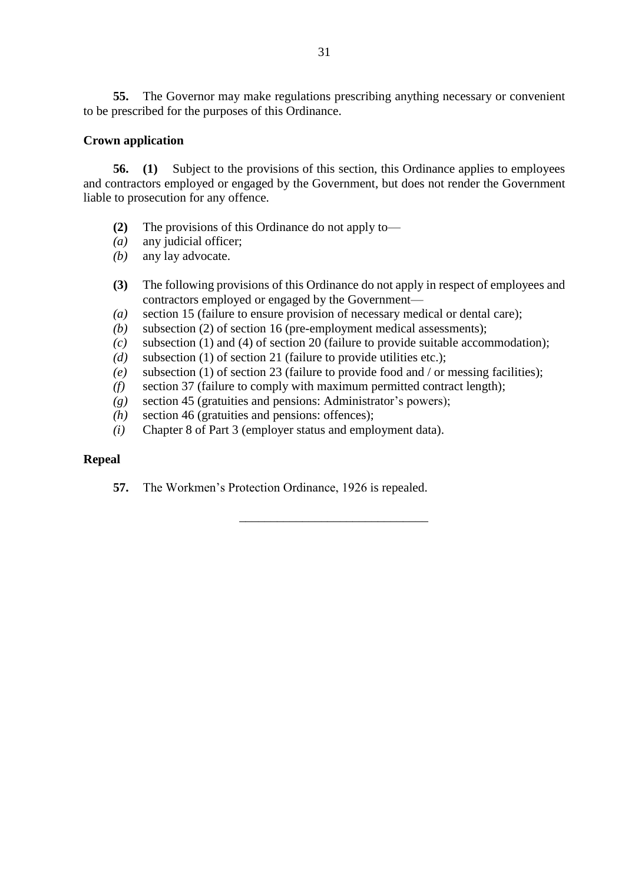**55.** The Governor may make regulations prescribing anything necessary or convenient to be prescribed for the purposes of this Ordinance.

### Crown application

**56. (1)** Subject to the provisions of this section, this Ordinance applies to employees and contractors employed or engaged by the Government, but does not render the Government liable to prosecution for any offence.

**(2)** The provisions of this Ordinance do not apply to—

*(a)* any judicial officer;

*(b)* any lay advocate.

**(3)** The following provisions of this Ordinance do not apply in respect of employees and contractors employed or engaged by the Government—

*(a)* section 15 (failure to ensure provision of necessary medical or dental care);

*(b)* subsection (2) of section 16 (pre-employment medical assessments);

*(c)* subsection (1) and (4) of section 20 (failure to provide suitable accommodation);

*(d)* subsection (1) of section 21 (failure to provide utilities etc.);

*(e)* subsection (1) of section 23 (failure to provide food and / or messing facilities);

*(f)* section 37 (failure to comply with maximum permitted contract length);

*(g)* section 45 (gratuities and pensions: Administrator's powers);

*(h)* section 46 (gratuities and pensions: offences);

*(i)* Chapter 8 of Part 3 (employer status and employment data).

### Repeal

**57.** The Workmen's Protection Ordinance, 1926 is repealed.

---